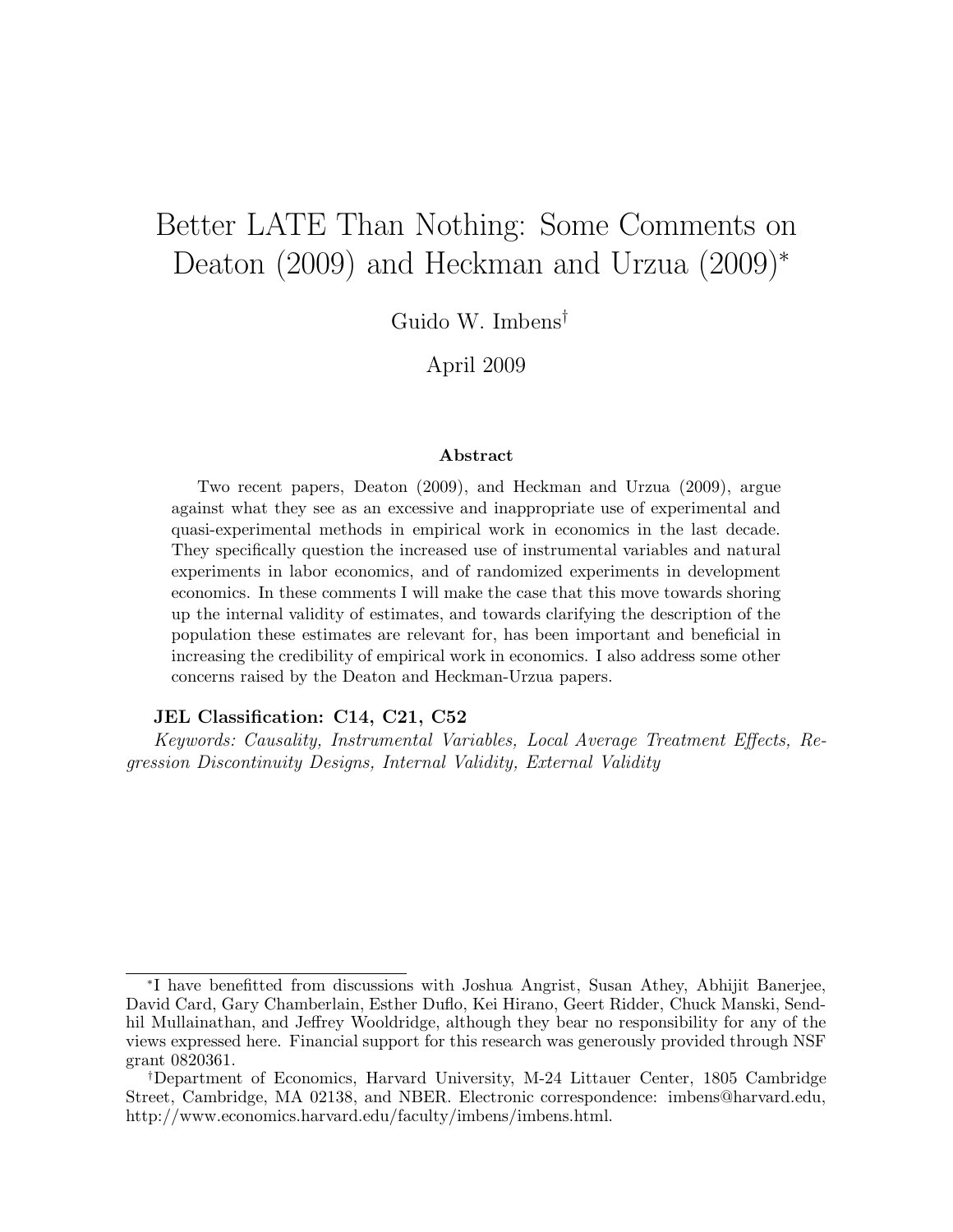# Better LATE Than Nothing: Some Comments on Deaton (2009) and Heckman and Urzua (2009)*

Guido W. Imbens†

April 2009

### Abstract

Two recent papers, Deaton (2009), and Heckman and Urzua (2009), argue against what they see as an excessive and inappropriate use of experimental and quasi-experimental methods in empirical work in economics in the last decade. They specifically question the increased use of instrumental variables and natural experiments in labor economics, and of randomized experiments in development economics. In these comments I will make the case that this move towards shoring up the internal validity of estimates, and towards clarifying the description of the population these estimates are relevant for, has been important and beneficial in increasing the credibility of empirical work in economics. I also address some other concerns raised by the Deaton and Heckman-Urzua papers.

**JEL Classification: C14, C21, C52**

*Keywords: Causality, Instrumental Variables, Local Average Treatment Effects, Regression Discontinuity Designs, Internal Validity, External Validity*

---

*I have benefitted from discussions with Joshua Angrist, Susan Athey, Abhijit Banerjee, David Card, Gary Chamberlain, Esther Duflo, Kei Hirano, Geert Ridder, Chuck Manski, Sendhil Mullainathan, and Jeffrey Wooldridge, although they bear no responsibility for any of the views expressed here. Financial support for this research was generously provided through NSF grant 0820361.

†Department of Economics, Harvard University, M-24 Littauer Center, 1805 Cambridge Street, Cambridge, MA 02138, and NBER. Electronic correspondence: imbens@harvard.edu, http://www.economics.harvard.edu/faculty/imbens/imbens.html.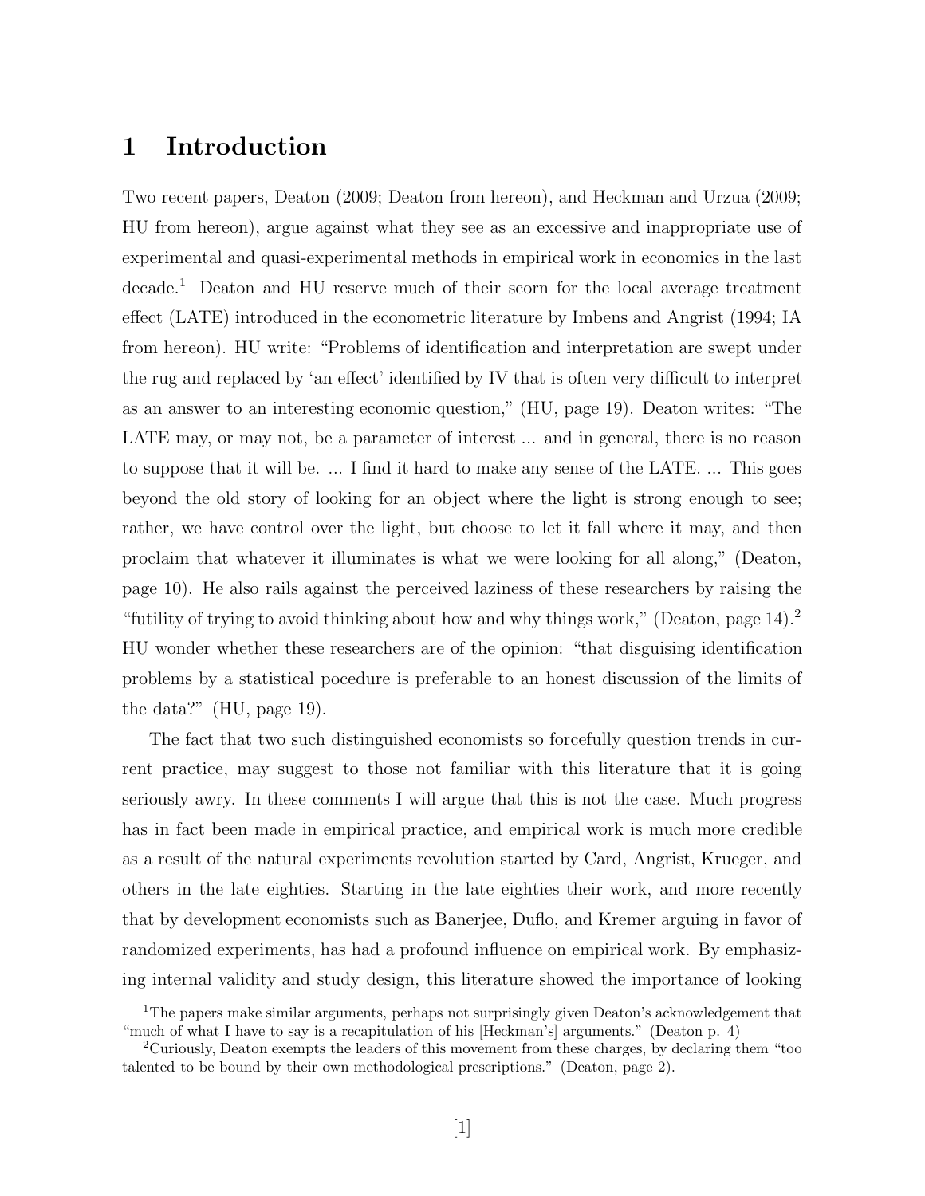# 1 Introduction

Two recent papers, Deaton (2009; Deaton from hereon), and Heckman and Urzua (2009; HU from hereon), argue against what they see as an excessive and inappropriate use of experimental and quasi-experimental methods in empirical work in economics in the last decade.[1] Deaton and HU reserve much of their scorn for the local average treatment effect (LATE) introduced in the econometric literature by Imbens and Angrist (1994; IA from hereon). HU write: "Problems of identification and interpretation are swept under the rug and replaced by 'an effect' identified by IV that is often very difficult to interpret as an answer to an interesting economic question," (HU, page 19). Deaton writes: "The LATE may, or may not, be a parameter of interest ... and in general, there is no reason to suppose that it will be. ... I find it hard to make any sense of the LATE. ... This goes beyond the old story of looking for an object where the light is strong enough to see; rather, we have control over the light, but choose to let it fall where it may, and then proclaim that whatever it illuminates is what we were looking for all along," (Deaton, page 10). He also rails against the perceived laziness of these researchers by raising the "futility of trying to avoid thinking about how and why things work," (Deaton, page 14).[2] HU wonder whether these researchers are of the opinion: "that disguising identification problems by a statistical pocedure is preferable to an honest discussion of the limits of the data?" (HU, page 19).

The fact that two such distinguished economists so forcefully question trends in current practice, may suggest to those not familiar with this literature that it is going seriously awry. In these comments I will argue that this is not the case. Much progress has in fact been made in empirical practice, and empirical work is much more credible as a result of the natural experiments revolution started by Card, Angrist, Krueger, and others in the late eighties. Starting in the late eighties their work, and more recently that by development economists such as Banerjee, Duflo, and Kremer arguing in favor of randomized experiments, has had a profound influence on empirical work. By emphasizing internal validity and study design, this literature showed the importance of looking

[1] The papers make similar arguments, perhaps not surprisingly given Deaton's acknowledgement that "much of what I have to say is a recapitulation of his [Heckman's] arguments." (Deaton p. 4)

[2] Curiously, Deaton exempts the leaders of this movement from these charges, by declaring them "too talented to be bound by their own methodological prescriptions." (Deaton, page 2).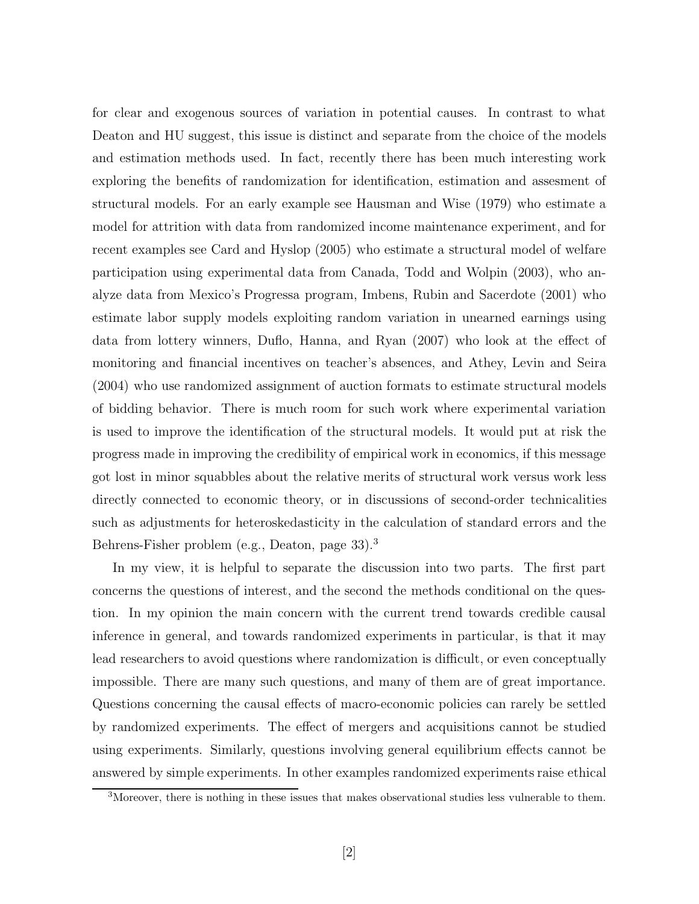for clear and exogenous sources of variation in potential causes. In contrast to what Deaton and HU suggest, this issue is distinct and separate from the choice of the models and estimation methods used. In fact, recently there has been much interesting work exploring the benefits of randomization for identification, estimation and assesment of structural models. For an early example see Hausman and Wise (1979) who estimate a model for attrition with data from randomized income maintenance experiment, and for recent examples see Card and Hyslop (2005) who estimate a structural model of welfare participation using experimental data from Canada, Todd and Wolpin (2003), who analyze data from Mexico's Progressa program, Imbens, Rubin and Sacerdote (2001) who estimate labor supply models exploiting random variation in unearned earnings using data from lottery winners, Duflo, Hanna, and Ryan (2007) who look at the effect of monitoring and financial incentives on teacher's absences, and Athey, Levin and Seira (2004) who use randomized assignment of auction formats to estimate structural models of bidding behavior. There is much room for such work where experimental variation is used to improve the identification of the structural models. It would put at risk the progress made in improving the credibility of empirical work in economics, if this message got lost in minor squabbles about the relative merits of structural work versus work less directly connected to economic theory, or in discussions of second-order technicalities such as adjustments for heteroskedasticity in the calculation of standard errors and the Behrens-Fisher problem (e.g., Deaton, page 33).[3]

In my view, it is helpful to separate the discussion into two parts. The first part concerns the questions of interest, and the second the methods conditional on the question. In my opinion the main concern with the current trend towards credible causal inference in general, and towards randomized experiments in particular, is that it may lead researchers to avoid questions where randomization is difficult, or even conceptually impossible. There are many such questions, and many of them are of great importance. Questions concerning the causal effects of macro-economic policies can rarely be settled by randomized experiments. The effect of mergers and acquisitions cannot be studied using experiments. Similarly, questions involving general equilibrium effects cannot be answered by simple experiments. In other examples randomized experiments raise ethical

[3]Moreover, there is nothing in these issues that makes observational studies less vulnerable to them.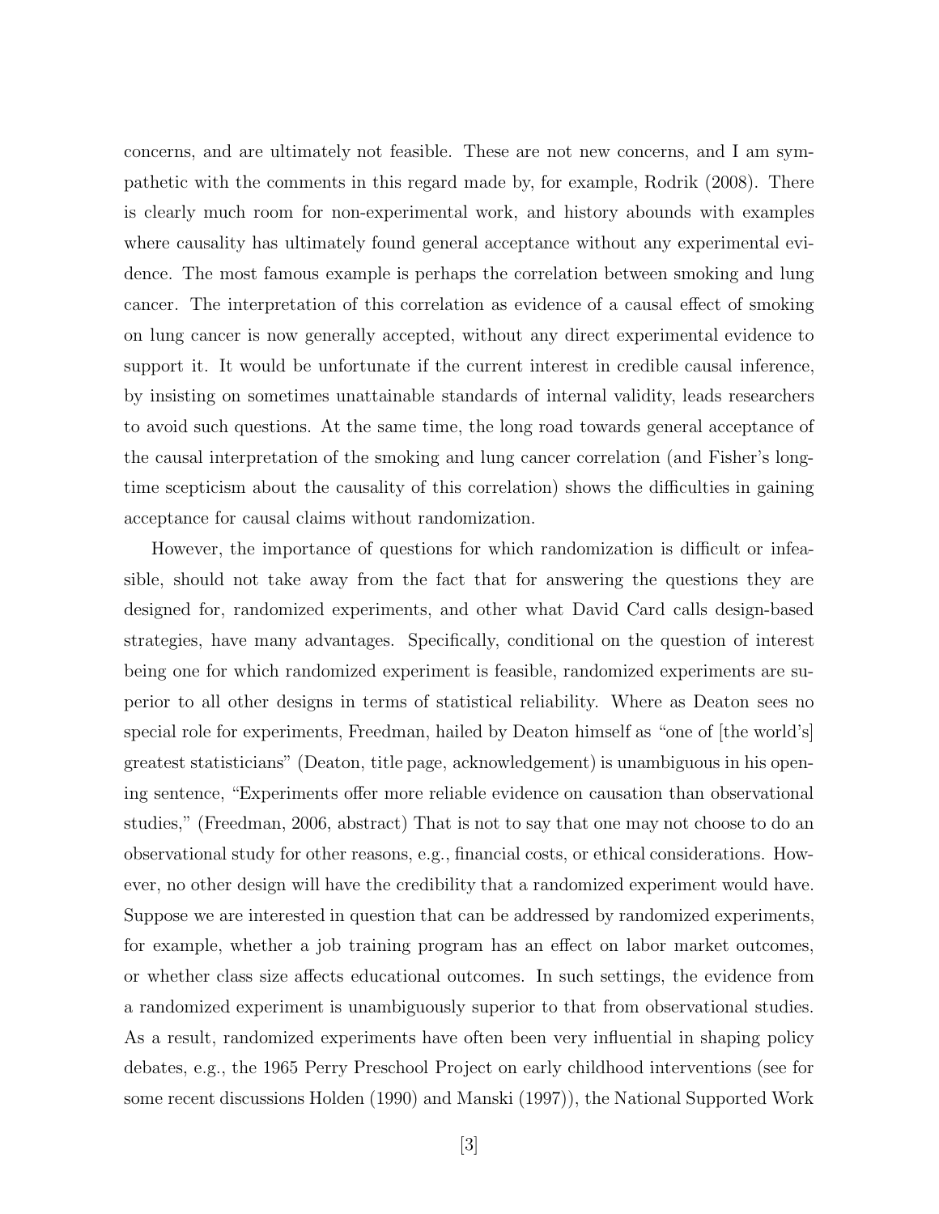concerns, and are ultimately not feasible. These are not new concerns, and I am sympathetic with the comments in this regard made by, for example, Rodrik (2008). There is clearly much room for non-experimental work, and history abounds with examples where causality has ultimately found general acceptance without any experimental evidence. The most famous example is perhaps the correlation between smoking and lung cancer. The interpretation of this correlation as evidence of a causal effect of smoking on lung cancer is now generally accepted, without any direct experimental evidence to support it. It would be unfortunate if the current interest in credible causal inference, by insisting on sometimes unattainable standards of internal validity, leads researchers to avoid such questions. At the same time, the long road towards general acceptance of the causal interpretation of the smoking and lung cancer correlation (and Fisher's longtime scepticism about the causality of this correlation) shows the difficulties in gaining acceptance for causal claims without randomization.

However, the importance of questions for which randomization is difficult or infeasible, should not take away from the fact that for answering the questions they are designed for, randomized experiments, and other what David Card calls design-based strategies, have many advantages. Specifically, conditional on the question of interest being one for which randomized experiment is feasible, randomized experiments are superior to all other designs in terms of statistical reliability. Where as Deaton sees no special role for experiments, Freedman, hailed by Deaton himself as "one of [the world's] greatest statisticians" (Deaton, title page, acknowledgement) is unambiguous in his opening sentence, "Experiments offer more reliable evidence on causation than observational studies," (Freedman, 2006, abstract) That is not to say that one may not choose to do an observational study for other reasons, e.g., financial costs, or ethical considerations. However, no other design will have the credibility that a randomized experiment would have. Suppose we are interested in question that can be addressed by randomized experiments, for example, whether a job training program has an effect on labor market outcomes, or whether class size affects educational outcomes. In such settings, the evidence from a randomized experiment is unambiguously superior to that from observational studies. As a result, randomized experiments have often been very influential in shaping policy debates, e.g., the 1965 Perry Preschool Project on early childhood interventions (see for some recent discussions Holden (1990) and Manski (1997)), the National Supported Work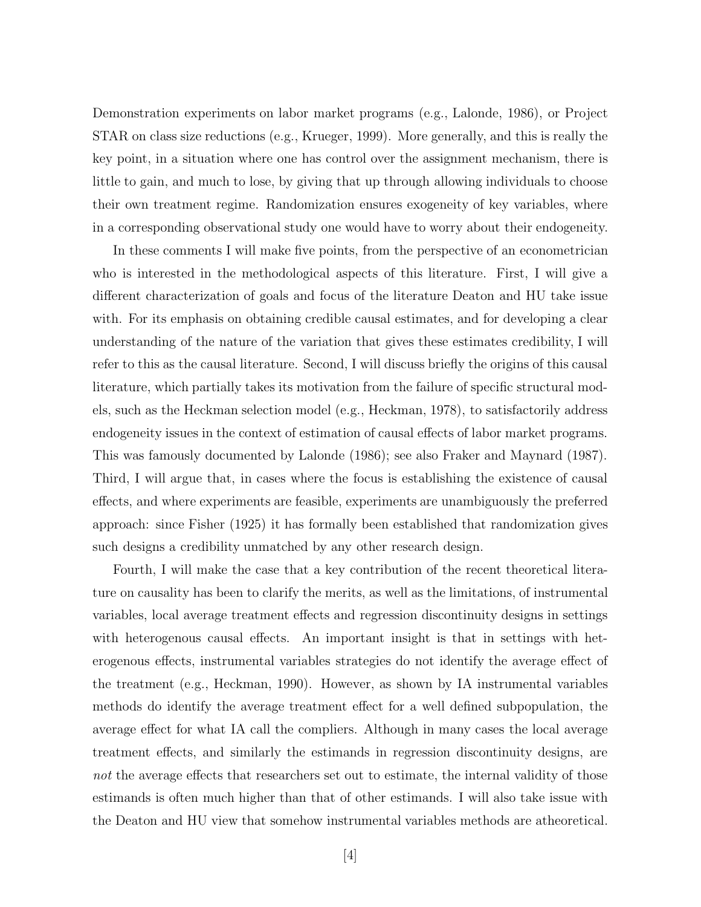Demonstration experiments on labor market programs (e.g., Lalonde, 1986), or Project STAR on class size reductions (e.g., Krueger, 1999). More generally, and this is really the key point, in a situation where one has control over the assignment mechanism, there is little to gain, and much to lose, by giving that up through allowing individuals to choose their own treatment regime. Randomization ensures exogeneity of key variables, where in a corresponding observational study one would have to worry about their endogeneity.

In these comments I will make five points, from the perspective of an econometrician who is interested in the methodological aspects of this literature. First, I will give a different characterization of goals and focus of the literature Deaton and HU take issue with. For its emphasis on obtaining credible causal estimates, and for developing a clear understanding of the nature of the variation that gives these estimates credibility, I will refer to this as the causal literature. Second, I will discuss briefly the origins of this causal literature, which partially takes its motivation from the failure of specific structural models, such as the Heckman selection model (e.g., Heckman, 1978), to satisfactorily address endogeneity issues in the context of estimation of causal effects of labor market programs. This was famously documented by Lalonde (1986); see also Fraker and Maynard (1987). Third, I will argue that, in cases where the focus is establishing the existence of causal effects, and where experiments are feasible, experiments are unambiguously the preferred approach: since Fisher (1925) it has formally been established that randomization gives such designs a credibility unmatched by any other research design.

Fourth, I will make the case that a key contribution of the recent theoretical literature on causality has been to clarify the merits, as well as the limitations, of instrumental variables, local average treatment effects and regression discontinuity designs in settings with heterogenous causal effects. An important insight is that in settings with heterogenous effects, instrumental variables strategies do not identify the average effect of the treatment (e.g., Heckman, 1990). However, as shown by IA instrumental variables methods do identify the average treatment effect for a well defined subpopulation, the average effect for what IA call the compliers. Although in many cases the local average treatment effects, and similarly the estimands in regression discontinuity designs, are *not* the average effects that researchers set out to estimate, the internal validity of those estimands is often much higher than that of other estimands. I will also take issue with the Deaton and HU view that somehow instrumental variables methods are atheoretical.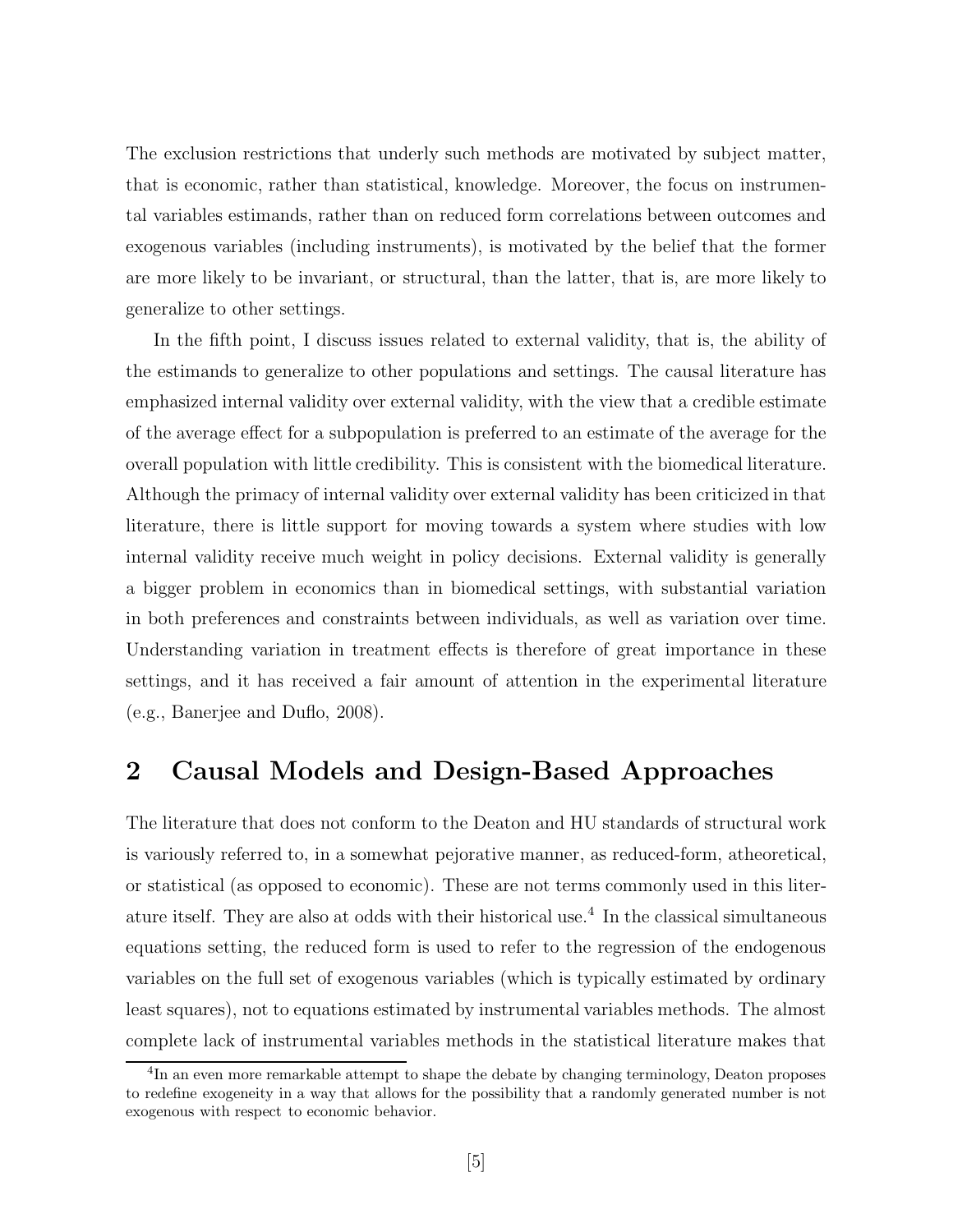The exclusion restrictions that underly such methods are motivated by subject matter, that is economic, rather than statistical, knowledge. Moreover, the focus on instrumental variables estimands, rather than on reduced form correlations between outcomes and exogenous variables (including instruments), is motivated by the belief that the former are more likely to be invariant, or structural, than the latter, that is, are more likely to generalize to other settings.

In the fifth point, I discuss issues related to external validity, that is, the ability of the estimands to generalize to other populations and settings. The causal literature has emphasized internal validity over external validity, with the view that a credible estimate of the average effect for a subpopulation is preferred to an estimate of the average for the overall population with little credibility. This is consistent with the biomedical literature. Although the primacy of internal validity over external validity has been criticized in that literature, there is little support for moving towards a system where studies with low internal validity receive much weight in policy decisions. External validity is generally a bigger problem in economics than in biomedical settings, with substantial variation in both preferences and constraints between individuals, as well as variation over time. Understanding variation in treatment effects is therefore of great importance in these settings, and it has received a fair amount of attention in the experimental literature (e.g., Banerjee and Duflo, 2008).

## 2 Causal Models and Design-Based Approaches

The literature that does not conform to the Deaton and HU standards of structural work is variously referred to, in a somewhat pejorative manner, as reduced-form, atheoretical, or statistical (as opposed to economic). These are not terms commonly used in this literature itself. They are also at odds with their historical use.[4] In the classical simultaneous equations setting, the reduced form is used to refer to the regression of the endogenous variables on the full set of exogenous variables (which is typically estimated by ordinary least squares), not to equations estimated by instrumental variables methods. The almost complete lack of instrumental variables methods in the statistical literature makes that

[4] In an even more remarkable attempt to shape the debate by changing terminology, Deaton proposes to redefine exogeneity in a way that allows for the possibility that a randomly generated number is not exogenous with respect to economic behavior.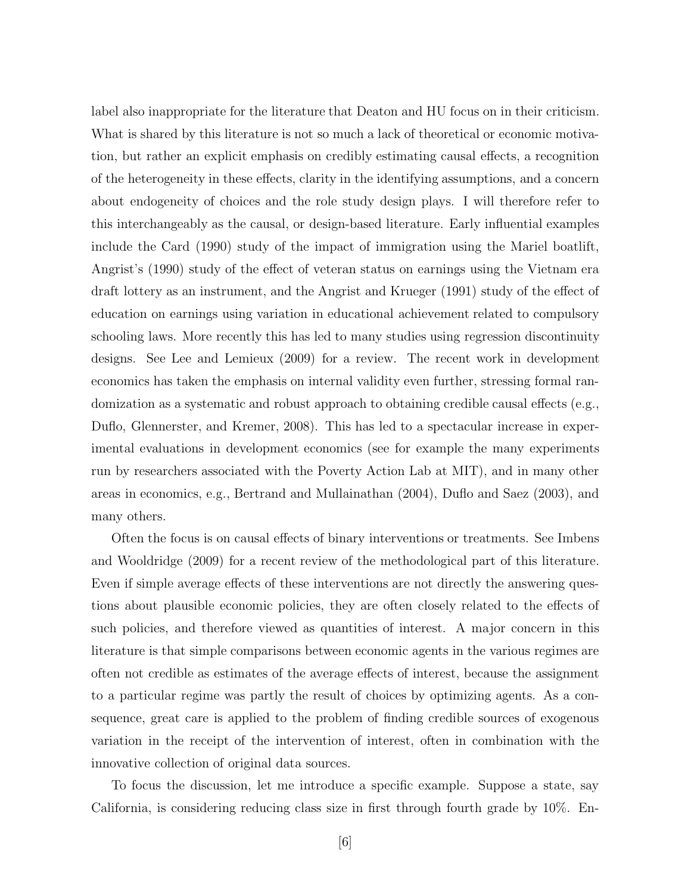label also inappropriate for the literature that Deaton and HU focus on in their criticism. What is shared by this literature is not so much a lack of theoretical or economic motivation, but rather an explicit emphasis on credibly estimating causal effects, a recognition of the heterogeneity in these effects, clarity in the identifying assumptions, and a concern about endogeneity of choices and the role study design plays. I will therefore refer to this interchangeably as the causal, or design-based literature. Early influential examples include the Card (1990) study of the impact of immigration using the Mariel boatlift, Angrist's (1990) study of the effect of veteran status on earnings using the Vietnam era draft lottery as an instrument, and the Angrist and Krueger (1991) study of the effect of education on earnings using variation in educational achievement related to compulsory schooling laws. More recently this has led to many studies using regression discontinuity designs. See Lee and Lemieux (2009) for a review. The recent work in development economics has taken the emphasis on internal validity even further, stressing formal randomization as a systematic and robust approach to obtaining credible causal effects (e.g., Duflo, Glennerster, and Kremer, 2008). This has led to a spectacular increase in experimental evaluations in development economics (see for example the many experiments run by researchers associated with the Poverty Action Lab at MIT), and in many other areas in economics, e.g., Bertrand and Mullainathan (2004), Duflo and Saez (2003), and many others.

Often the focus is on causal effects of binary interventions or treatments. See Imbens and Wooldridge (2009) for a recent review of the methodological part of this literature. Even if simple average effects of these interventions are not directly the answering questions about plausible economic policies, they are often closely related to the effects of such policies, and therefore viewed as quantities of interest. A major concern in this literature is that simple comparisons between economic agents in the various regimes are often not credible as estimates of the average effects of interest, because the assignment to a particular regime was partly the result of choices by optimizing agents. As a consequence, great care is applied to the problem of finding credible sources of exogenous variation in the receipt of the intervention of interest, often in combination with the innovative collection of original data sources.

To focus the discussion, let me introduce a specific example. Suppose a state, say California, is considering reducing class size in first through fourth grade by 10%. En-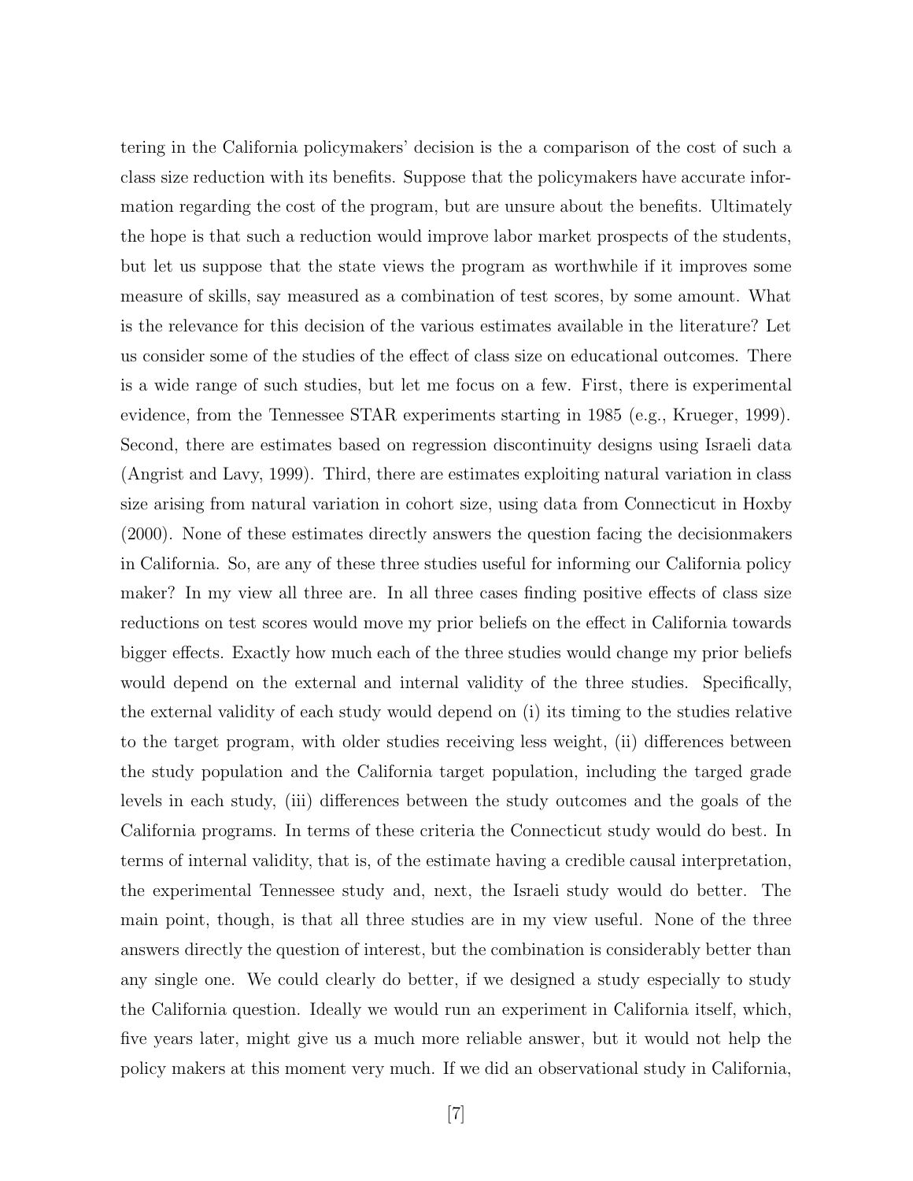tering in the California policymakers' decision is the a comparison of the cost of such a class size reduction with its benefits. Suppose that the policymakers have accurate information regarding the cost of the program, but are unsure about the benefits. Ultimately the hope is that such a reduction would improve labor market prospects of the students, but let us suppose that the state views the program as worthwhile if it improves some measure of skills, say measured as a combination of test scores, by some amount. What is the relevance for this decision of the various estimates available in the literature? Let us consider some of the studies of the effect of class size on educational outcomes. There is a wide range of such studies, but let me focus on a few. First, there is experimental evidence, from the Tennessee STAR experiments starting in 1985 (e.g., Krueger, 1999). Second, there are estimates based on regression discontinuity designs using Israeli data (Angrist and Lavy, 1999). Third, there are estimates exploiting natural variation in class size arising from natural variation in cohort size, using data from Connecticut in Hoxby (2000). None of these estimates directly answers the question facing the decisionmakers in California. So, are any of these three studies useful for informing our California policy maker? In my view all three are. In all three cases finding positive effects of class size reductions on test scores would move my prior beliefs on the effect in California towards bigger effects. Exactly how much each of the three studies would change my prior beliefs would depend on the external and internal validity of the three studies. Specifically, the external validity of each study would depend on (i) its timing to the studies relative to the target program, with older studies receiving less weight, (ii) differences between the study population and the California target population, including the targed grade levels in each study, (iii) differences between the study outcomes and the goals of the California programs. In terms of these criteria the Connecticut study would do best. In terms of internal validity, that is, of the estimate having a credible causal interpretation, the experimental Tennessee study and, next, the Israeli study would do better. The main point, though, is that all three studies are in my view useful. None of the three answers directly the question of interest, but the combination is considerably better than any single one. We could clearly do better, if we designed a study especially to study the California question. Ideally we would run an experiment in California itself, which, five years later, might give us a much more reliable answer, but it would not help the policy makers at this moment very much. If we did an observational study in California,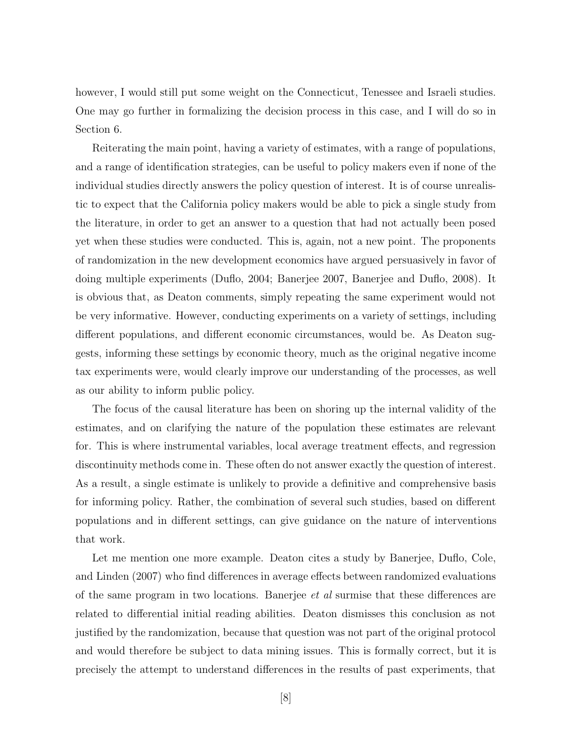however, I would still put some weight on the Connecticut, Tenessee and Israeli studies. One may go further in formalizing the decision process in this case, and I will do so in Section 6.

Reiterating the main point, having a variety of estimates, with a range of populations, and a range of identification strategies, can be useful to policy makers even if none of the individual studies directly answers the policy question of interest. It is of course unrealistic to expect that the California policy makers would be able to pick a single study from the literature, in order to get an answer to a question that had not actually been posed yet when these studies were conducted. This is, again, not a new point. The proponents of randomization in the new development economics have argued persuasively in favor of doing multiple experiments (Duflo, 2004; Banerjee 2007, Banerjee and Duflo, 2008). It is obvious that, as Deaton comments, simply repeating the same experiment would not be very informative. However, conducting experiments on a variety of settings, including different populations, and different economic circumstances, would be. As Deaton suggests, informing these settings by economic theory, much as the original negative income tax experiments were, would clearly improve our understanding of the processes, as well as our ability to inform public policy.

The focus of the causal literature has been on shoring up the internal validity of the estimates, and on clarifying the nature of the population these estimates are relevant for. This is where instrumental variables, local average treatment effects, and regression discontinuity methods come in. These often do not answer exactly the question of interest. As a result, a single estimate is unlikely to provide a definitive and comprehensive basis for informing policy. Rather, the combination of several such studies, based on different populations and in different settings, can give guidance on the nature of interventions that work.

Let me mention one more example. Deaton cites a study by Banerjee, Duflo, Cole, and Linden (2007) who find differences in average effects between randomized evaluations of the same program in two locations. Banerjee *et al* surmise that these differences are related to differential initial reading abilities. Deaton dismisses this conclusion as not justified by the randomization, because that question was not part of the original protocol and would therefore be subject to data mining issues. This is formally correct, but it is precisely the attempt to understand differences in the results of past experiments, that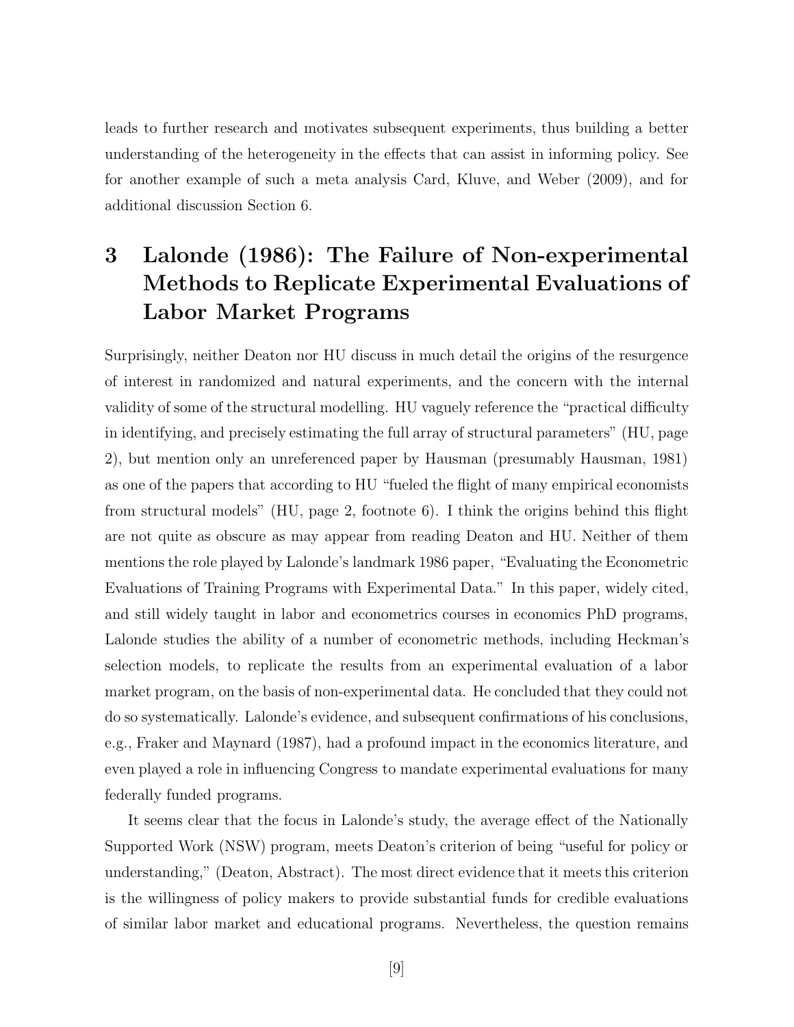leads to further research and motivates subsequent experiments, thus building a better understanding of the heterogeneity in the effects that can assist in informing policy. See for another example of such a meta analysis Card, Kluve, and Weber (2009), and for additional discussion Section 6.

# 3 Lalonde (1986): The Failure of Non-experimental Methods to Replicate Experimental Evaluations of Labor Market Programs

Surprisingly, neither Deaton nor HU discuss in much detail the origins of the resurgence of interest in randomized and natural experiments, and the concern with the internal validity of some of the structural modelling. HU vaguely reference the "practical difficulty in identifying, and precisely estimating the full array of structural parameters" (HU, page 2), but mention only an unreferenced paper by Hausman (presumably Hausman, 1981) as one of the papers that according to HU "fueled the flight of many empirical economists from structural models" (HU, page 2, footnote 6). I think the origins behind this flight are not quite as obscure as may appear from reading Deaton and HU. Neither of them mentions the role played by Lalonde's landmark 1986 paper, "Evaluating the Econometric Evaluations of Training Programs with Experimental Data." In this paper, widely cited, and still widely taught in labor and econometrics courses in economics PhD programs, Lalonde studies the ability of a number of econometric methods, including Heckman's selection models, to replicate the results from an experimental evaluation of a labor market program, on the basis of non-experimental data. He concluded that they could not do so systematically. Lalonde's evidence, and subsequent confirmations of his conclusions, e.g., Fraker and Maynard (1987), had a profound impact in the economics literature, and even played a role in influencing Congress to mandate experimental evaluations for many federally funded programs.

It seems clear that the focus in Lalonde's study, the average effect of the Nationally Supported Work (NSW) program, meets Deaton's criterion of being "useful for policy or understanding," (Deaton, Abstract). The most direct evidence that it meets this criterion is the willingness of policy makers to provide substantial funds for credible evaluations of similar labor market and educational programs. Nevertheless, the question remains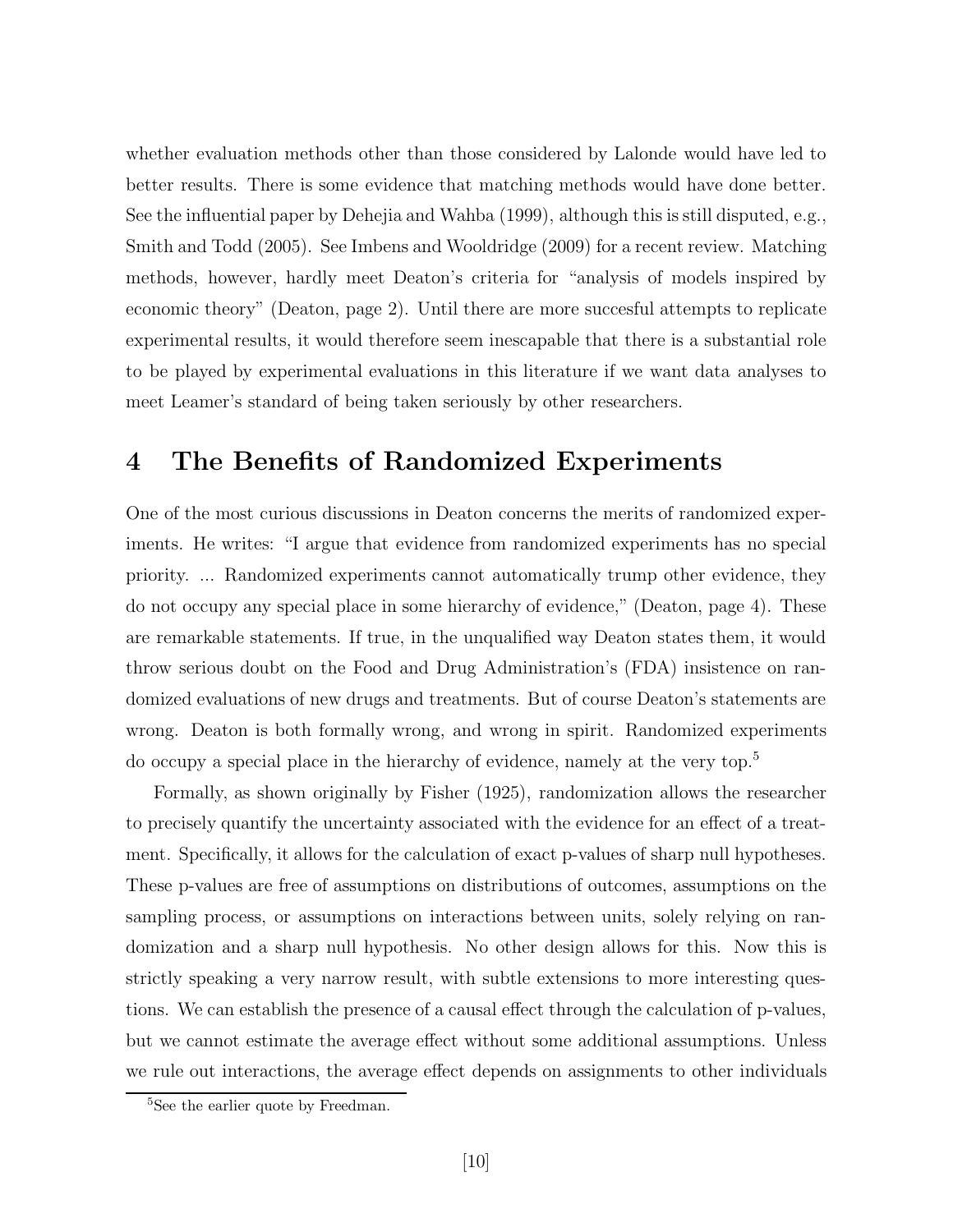whether evaluation methods other than those considered by Lalonde would have led to better results. There is some evidence that matching methods would have done better. See the influential paper by Dehejia and Wahba (1999), although this is still disputed, e.g., Smith and Todd (2005). See Imbens and Wooldridge (2009) for a recent review. Matching methods, however, hardly meet Deaton's criteria for "analysis of models inspired by economic theory" (Deaton, page 2). Until there are more succesful attempts to replicate experimental results, it would therefore seem inescapable that there is a substantial role to be played by experimental evaluations in this literature if we want data analyses to meet Leamer's standard of being taken seriously by other researchers.

# 4 The Benefits of Randomized Experiments

One of the most curious discussions in Deaton concerns the merits of randomized experiments. He writes: "I argue that evidence from randomized experiments has no special priority. ... Randomized experiments cannot automatically trump other evidence, they do not occupy any special place in some hierarchy of evidence," (Deaton, page 4). These are remarkable statements. If true, in the unqualified way Deaton states them, it would throw serious doubt on the Food and Drug Administration's (FDA) insistence on randomized evaluations of new drugs and treatments. But of course Deaton's statements are wrong. Deaton is both formally wrong, and wrong in spirit. Randomized experiments do occupy a special place in the hierarchy of evidence, namely at the very top.[5]

Formally, as shown originally by Fisher (1925), randomization allows the researcher to precisely quantify the uncertainty associated with the evidence for an effect of a treatment. Specifically, it allows for the calculation of exact p-values of sharp null hypotheses. These p-values are free of assumptions on distributions of outcomes, assumptions on the sampling process, or assumptions on interactions between units, solely relying on randomization and a sharp null hypothesis. No other design allows for this. Now this is strictly speaking a very narrow result, with subtle extensions to more interesting questions. We can establish the presence of a causal effect through the calculation of p-values, but we cannot estimate the average effect without some additional assumptions. Unless we rule out interactions, the average effect depends on assignments to other individuals

[5] See the earlier quote by Freedman.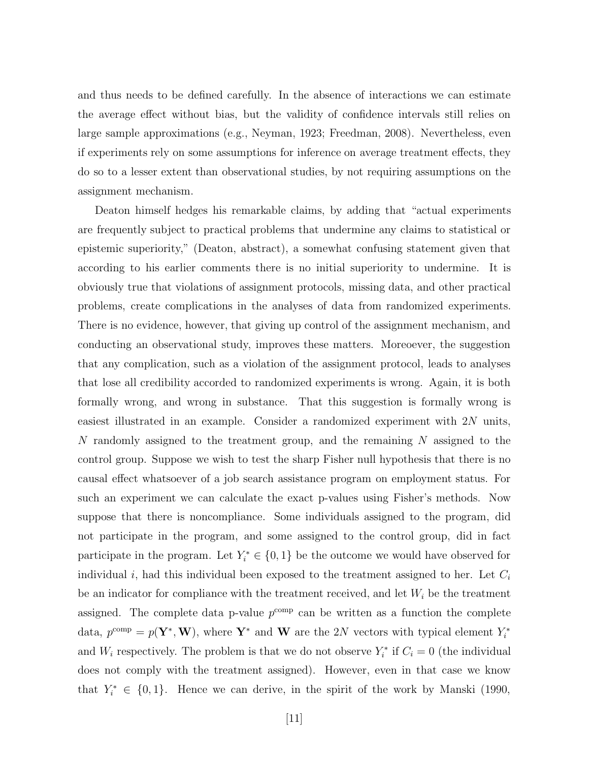and thus needs to be defined carefully. In the absence of interactions we can estimate the average effect without bias, but the validity of confidence intervals still relies on large sample approximations (e.g., Neyman, 1923; Freedman, 2008). Nevertheless, even if experiments rely on some assumptions for inference on average treatment effects, they do so to a lesser extent than observational studies, by not requiring assumptions on the assignment mechanism.

Deaton himself hedges his remarkable claims, by adding that "actual experiments are frequently subject to practical problems that undermine any claims to statistical or epistemic superiority," (Deaton, abstract), a somewhat confusing statement given that according to his earlier comments there is no initial superiority to undermine. It is obviously true that violations of assignment protocols, missing data, and other practical problems, create complications in the analyses of data from randomized experiments. There is no evidence, however, that giving up control of the assignment mechanism, and conducting an observational study, improves these matters. Moreoever, the suggestion that any complication, such as a violation of the assignment protocol, leads to analyses that lose all credibility accorded to randomized experiments is wrong. Again, it is both formally wrong, and wrong in substance. That this suggestion is formally wrong is easiest illustrated in an example. Consider a randomized experiment with $2N$ units, $N$ randomly assigned to the treatment group, and the remaining $N$ assigned to the control group. Suppose we wish to test the sharp Fisher null hypothesis that there is no causal effect whatsoever of a job search assistance program on employment status. For such an experiment we can calculate the exact p-values using Fisher's methods. Now suppose that there is noncompliance. Some individuals assigned to the program, did not participate in the program, and some assigned to the control group, did in fact participate in the program. Let $Y_i^* \in \{0, 1\}$ be the outcome we would have observed for individual $i$, had this individual been exposed to the treatment assigned to her. Let $C_i$ be an indicator for compliance with the treatment received, and let $W_i$ be the treatment assigned. The complete data p-value $p^{\text{comp}}$ can be written as a function the complete data, $p^{\text{comp}} = p(\mathbf{Y}^*, \mathbf{W})$, where $\mathbf{Y}^*$ and $\mathbf{W}$ are the $2N$ vectors with typical element $Y_i^*$ and $W_i$ respectively. The problem is that we do not observe $Y_i^*$ if $C_i = 0$ (the individual does not comply with the treatment assigned). However, even in that case we know that $Y_i^* \in \{0, 1\}$. Hence we can derive, in the spirit of the work by Manski (1990,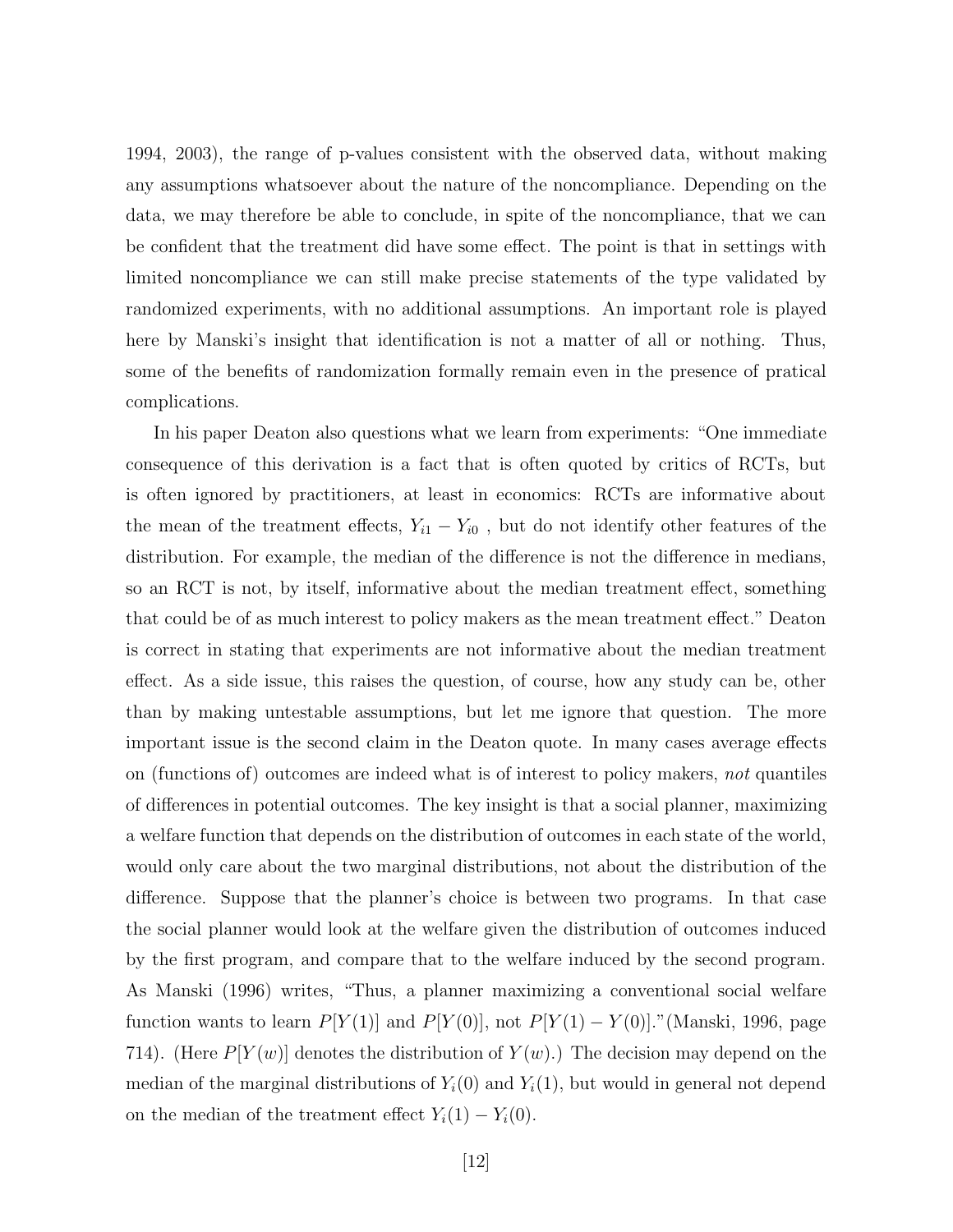1994, 2003), the range of p-values consistent with the observed data, without making any assumptions whatsoever about the nature of the noncompliance. Depending on the data, we may therefore be able to conclude, in spite of the noncompliance, that we can be confident that the treatment did have some effect. The point is that in settings with limited noncompliance we can still make precise statements of the type validated by randomized experiments, with no additional assumptions. An important role is played here by Manski's insight that identification is not a matter of all or nothing. Thus, some of the benefits of randomization formally remain even in the presence of pratical complications.

In his paper Deaton also questions what we learn from experiments: "One immediate consequence of this derivation is a fact that is often quoted by critics of RCTs, but is often ignored by practitioners, at least in economics: RCTs are informative about the mean of the treatment effects, $Y_{i1} - Y_{i0}$ , but do not identify other features of the distribution. For example, the median of the difference is not the difference in medians, so an RCT is not, by itself, informative about the median treatment effect, something that could be of as much interest to policy makers as the mean treatment effect." Deaton is correct in stating that experiments are not informative about the median treatment effect. As a side issue, this raises the question, of course, how any study can be, other than by making untestable assumptions, but let me ignore that question. The more important issue is the second claim in the Deaton quote. In many cases average effects on (functions of) outcomes are indeed what is of interest to policy makers, *not* quantiles of differences in potential outcomes. The key insight is that a social planner, maximizing a welfare function that depends on the distribution of outcomes in each state of the world, would only care about the two marginal distributions, not about the distribution of the difference. Suppose that the planner's choice is between two programs. In that case the social planner would look at the welfare given the distribution of outcomes induced by the first program, and compare that to the welfare induced by the second program. As Manski (1996) writes, "Thus, a planner maximizing a conventional social welfare function wants to learn $P[Y(1)]$ and $P[Y(0)]$, not $P[Y(1) - Y(0)]$."(Manski, 1996, page 714). (Here $P[Y(w)]$ denotes the distribution of $Y(w)$.) The decision may depend on the median of the marginal distributions of $Y_i(0)$ and $Y_i(1)$, but would in general not depend on the median of the treatment effect $Y_i(1) - Y_i(0)$.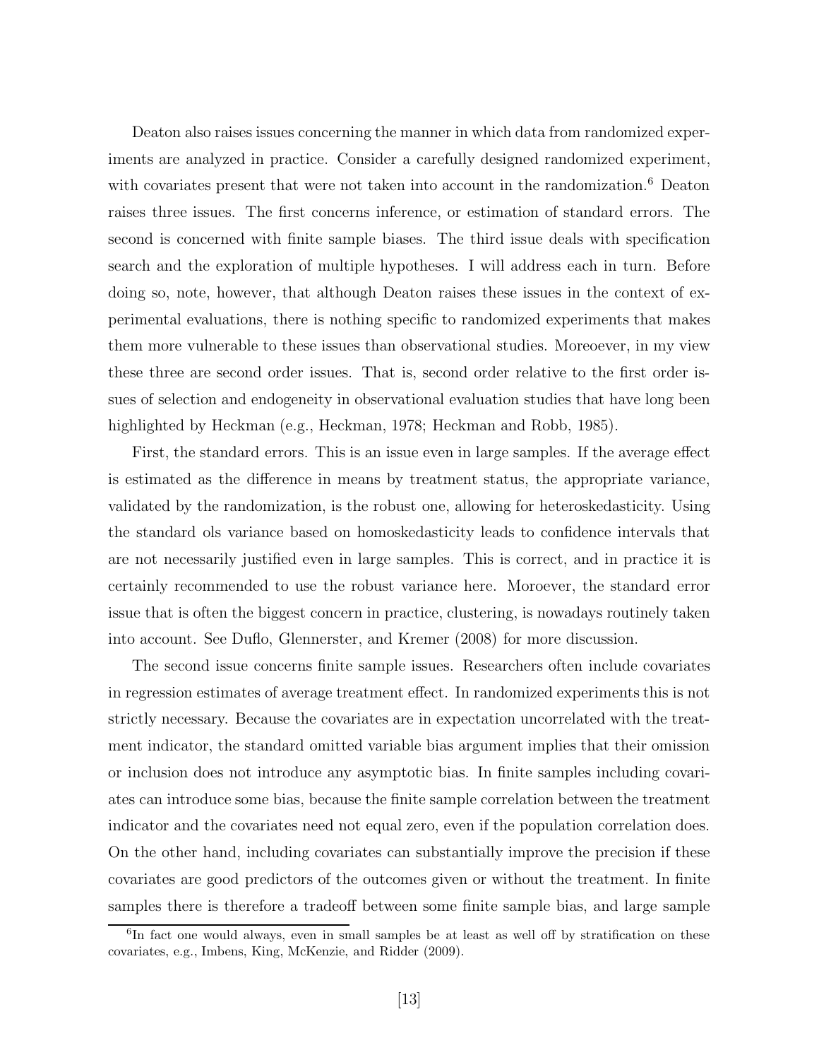Deaton also raises issues concerning the manner in which data from randomized experiments are analyzed in practice. Consider a carefully designed randomized experiment, with covariates present that were not taken into account in the randomization.[6] Deaton raises three issues. The first concerns inference, or estimation of standard errors. The second is concerned with finite sample biases. The third issue deals with specification search and the exploration of multiple hypotheses. I will address each in turn. Before doing so, note, however, that although Deaton raises these issues in the context of experimental evaluations, there is nothing specific to randomized experiments that makes them more vulnerable to these issues than observational studies. Moreoever, in my view these three are second order issues. That is, second order relative to the first order issues of selection and endogeneity in observational evaluation studies that have long been highlighted by Heckman (e.g., Heckman, 1978; Heckman and Robb, 1985).

First, the standard errors. This is an issue even in large samples. If the average effect is estimated as the difference in means by treatment status, the appropriate variance, validated by the randomization, is the robust one, allowing for heteroskedasticity. Using the standard ols variance based on homoskedasticity leads to confidence intervals that are not necessarily justified even in large samples. This is correct, and in practice it is certainly recommended to use the robust variance here. Moroever, the standard error issue that is often the biggest concern in practice, clustering, is nowadays routinely taken into account. See Duflo, Glennerster, and Kremer (2008) for more discussion.

The second issue concerns finite sample issues. Researchers often include covariates in regression estimates of average treatment effect. In randomized experiments this is not strictly necessary. Because the covariates are in expectation uncorrelated with the treatment indicator, the standard omitted variable bias argument implies that their omission or inclusion does not introduce any asymptotic bias. In finite samples including covariates can introduce some bias, because the finite sample correlation between the treatment indicator and the covariates need not equal zero, even if the population correlation does. On the other hand, including covariates can substantially improve the precision if these covariates are good predictors of the outcomes given or without the treatment. In finite samples there is therefore a tradeoff between some finite sample bias, and large sample

[6] In fact one would always, even in small samples be at least as well off by stratification on these covariates, e.g., Imbens, King, McKenzie, and Ridder (2009).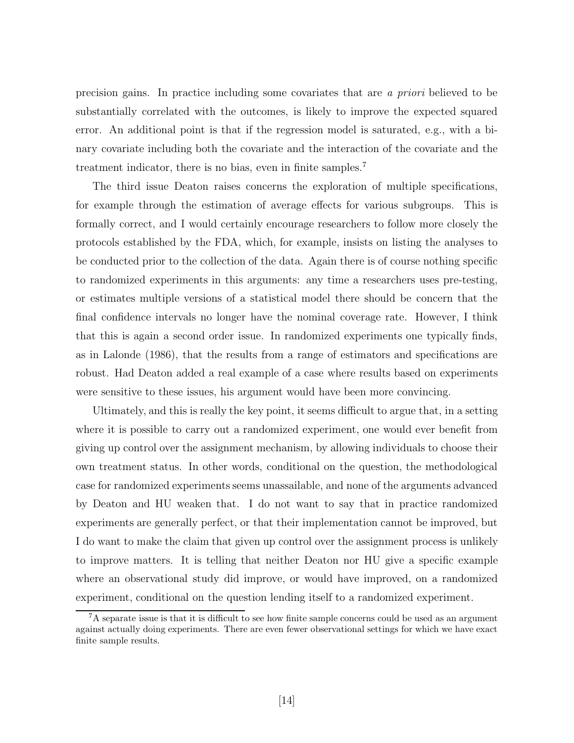precision gains. In practice including some covariates that are *a priori* believed to be substantially correlated with the outcomes, is likely to improve the expected squared error. An additional point is that if the regression model is saturated, e.g., with a binary covariate including both the covariate and the interaction of the covariate and the treatment indicator, there is no bias, even in finite samples.[7]

The third issue Deaton raises concerns the exploration of multiple specifications, for example through the estimation of average effects for various subgroups. This is formally correct, and I would certainly encourage researchers to follow more closely the protocols established by the FDA, which, for example, insists on listing the analyses to be conducted prior to the collection of the data. Again there is of course nothing specific to randomized experiments in this arguments: any time a researchers uses pre-testing, or estimates multiple versions of a statistical model there should be concern that the final confidence intervals no longer have the nominal coverage rate. However, I think that this is again a second order issue. In randomized experiments one typically finds, as in Lalonde (1986), that the results from a range of estimators and specifications are robust. Had Deaton added a real example of a case where results based on experiments were sensitive to these issues, his argument would have been more convincing.

Ultimately, and this is really the key point, it seems difficult to argue that, in a setting where it is possible to carry out a randomized experiment, one would ever benefit from giving up control over the assignment mechanism, by allowing individuals to choose their own treatment status. In other words, conditional on the question, the methodological case for randomized experiments seems unassailable, and none of the arguments advanced by Deaton and HU weaken that. I do not want to say that in practice randomized experiments are generally perfect, or that their implementation cannot be improved, but I do want to make the claim that given up control over the assignment process is unlikely to improve matters. It is telling that neither Deaton nor HU give a specific example where an observational study did improve, or would have improved, on a randomized experiment, conditional on the question lending itself to a randomized experiment.

[7] A separate issue is that it is difficult to see how finite sample concerns could be used as an argument against actually doing experiments. There are even fewer observational settings for which we have exact finite sample results.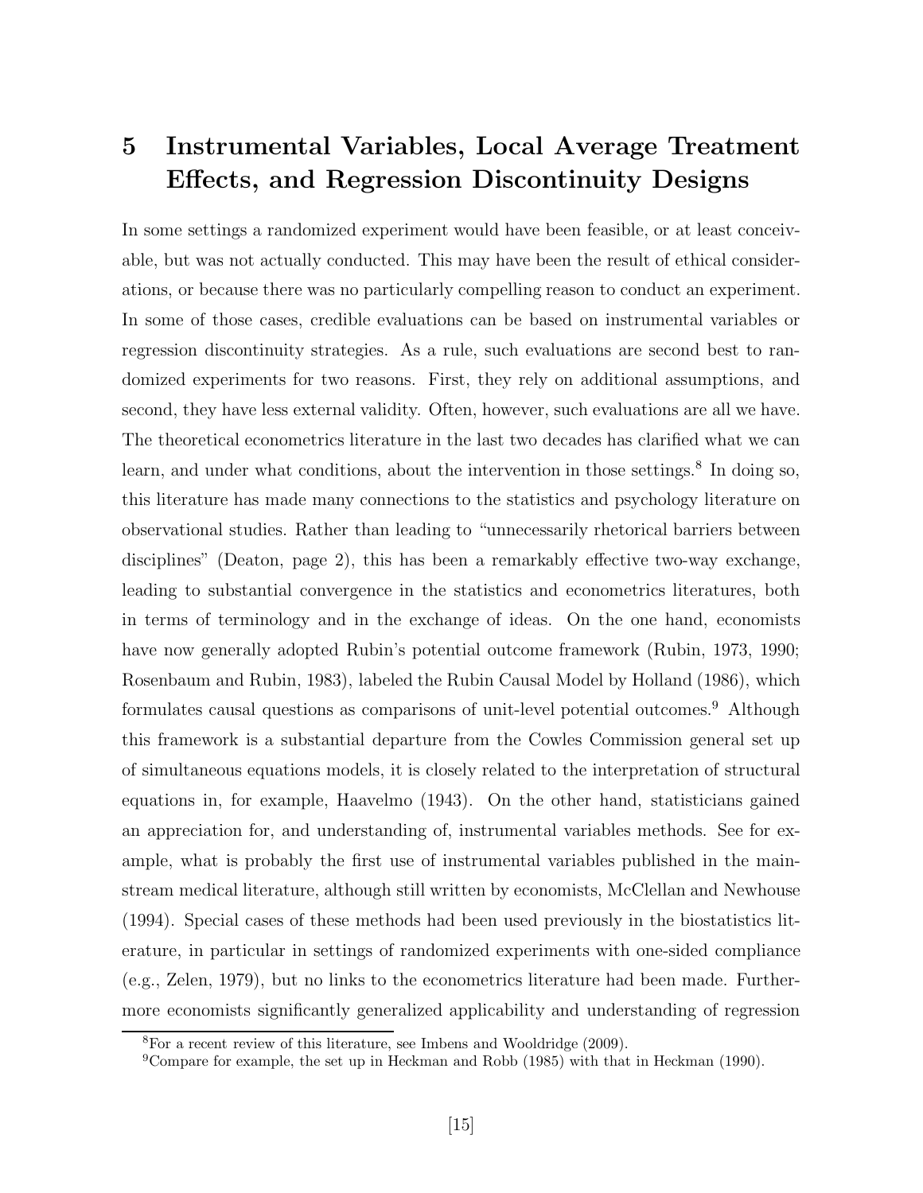# 5 Instrumental Variables, Local Average Treatment Effects, and Regression Discontinuity Designs

In some settings a randomized experiment would have been feasible, or at least conceivable, but was not actually conducted. This may have been the result of ethical considerations, or because there was no particularly compelling reason to conduct an experiment. In some of those cases, credible evaluations can be based on instrumental variables or regression discontinuity strategies. As a rule, such evaluations are second best to randomized experiments for two reasons. First, they rely on additional assumptions, and second, they have less external validity. Often, however, such evaluations are all we have. The theoretical econometrics literature in the last two decades has clarified what we can learn, and under what conditions, about the intervention in those settings.[8] In doing so, this literature has made many connections to the statistics and psychology literature on observational studies. Rather than leading to "unnecessarily rhetorical barriers between disciplines" (Deaton, page 2), this has been a remarkably effective two-way exchange, leading to substantial convergence in the statistics and econometrics literatures, both in terms of terminology and in the exchange of ideas. On the one hand, economists have now generally adopted Rubin's potential outcome framework (Rubin, 1973, 1990; Rosenbaum and Rubin, 1983), labeled the Rubin Causal Model by Holland (1986), which formulates causal questions as comparisons of unit-level potential outcomes.[9] Although this framework is a substantial departure from the Cowles Commission general set up of simultaneous equations models, it is closely related to the interpretation of structural equations in, for example, Haavelmo (1943). On the other hand, statisticians gained an appreciation for, and understanding of, instrumental variables methods. See for example, what is probably the first use of instrumental variables published in the mainstream medical literature, although still written by economists, McClellan and Newhouse (1994). Special cases of these methods had been used previously in the biostatistics literature, in particular in settings of randomized experiments with one-sided compliance (e.g., Zelen, 1979), but no links to the econometrics literature had been made. Furthermore economists significantly generalized applicability and understanding of regression

[8] For a recent review of this literature, see Imbens and Wooldridge (2009).

[9] Compare for example, the set up in Heckman and Robb (1985) with that in Heckman (1990).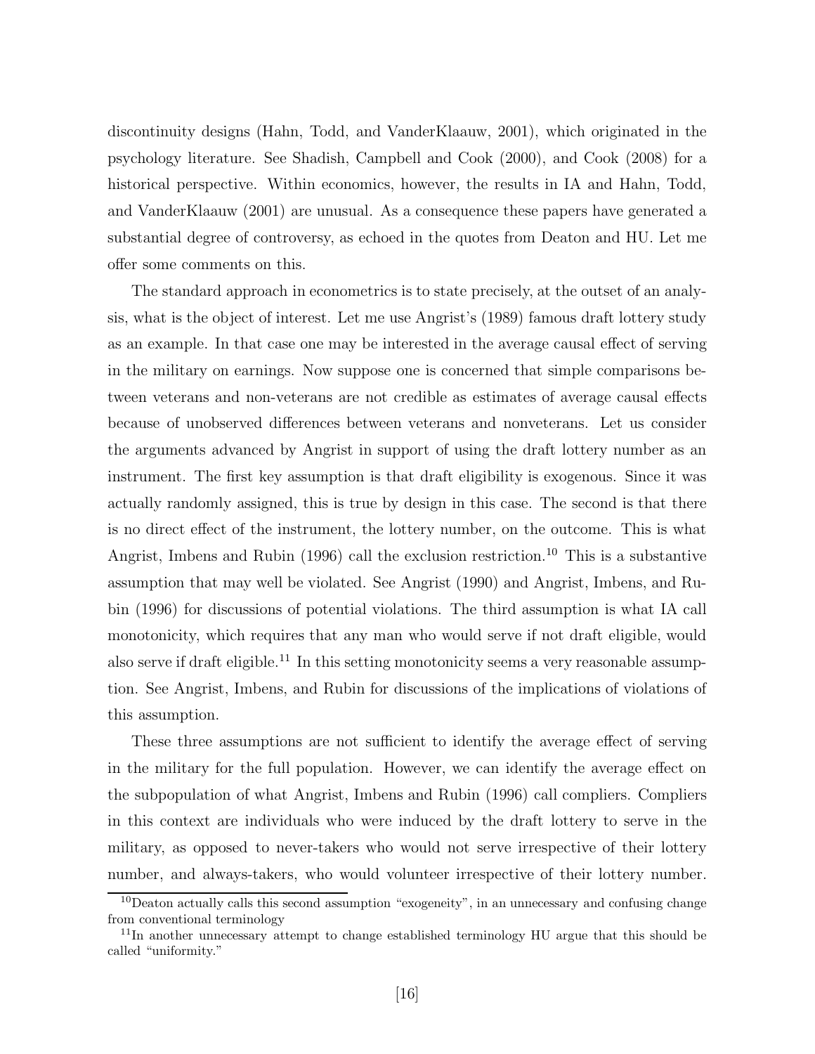discontinuity designs (Hahn, Todd, and VanderKlaauw, 2001), which originated in the psychology literature. See Shadish, Campbell and Cook (2000), and Cook (2008) for a historical perspective. Within economics, however, the results in IA and Hahn, Todd, and VanderKlaauw (2001) are unusual. As a consequence these papers have generated a substantial degree of controversy, as echoed in the quotes from Deaton and HU. Let me offer some comments on this.

The standard approach in econometrics is to state precisely, at the outset of an analysis, what is the object of interest. Let me use Angrist's (1989) famous draft lottery study as an example. In that case one may be interested in the average causal effect of serving in the military on earnings. Now suppose one is concerned that simple comparisons between veterans and non-veterans are not credible as estimates of average causal effects because of unobserved differences between veterans and nonveterans. Let us consider the arguments advanced by Angrist in support of using the draft lottery number as an instrument. The first key assumption is that draft eligibility is exogenous. Since it was actually randomly assigned, this is true by design in this case. The second is that there is no direct effect of the instrument, the lottery number, on the outcome. This is what Angrist, Imbens and Rubin (1996) call the exclusion restriction.[10] This is a substantive assumption that may well be violated. See Angrist (1990) and Angrist, Imbens, and Rubin (1996) for discussions of potential violations. The third assumption is what IA call monotonicity, which requires that any man who would serve if not draft eligible, would also serve if draft eligible.[11] In this setting monotonicity seems a very reasonable assumption. See Angrist, Imbens, and Rubin for discussions of the implications of violations of this assumption.

These three assumptions are not sufficient to identify the average effect of serving in the military for the full population. However, we can identify the average effect on the subpopulation of what Angrist, Imbens and Rubin (1996) call compliers. Compliers in this context are individuals who were induced by the draft lottery to serve in the military, as opposed to never-takers who would not serve irrespective of their lottery number, and always-takers, who would volunteer irrespective of their lottery number.

[10] Deaton actually calls this second assumption "exogeneity", in an unnecessary and confusing change from conventional terminology

[11] In another unnecessary attempt to change established terminology HU argue that this should be called "uniformity."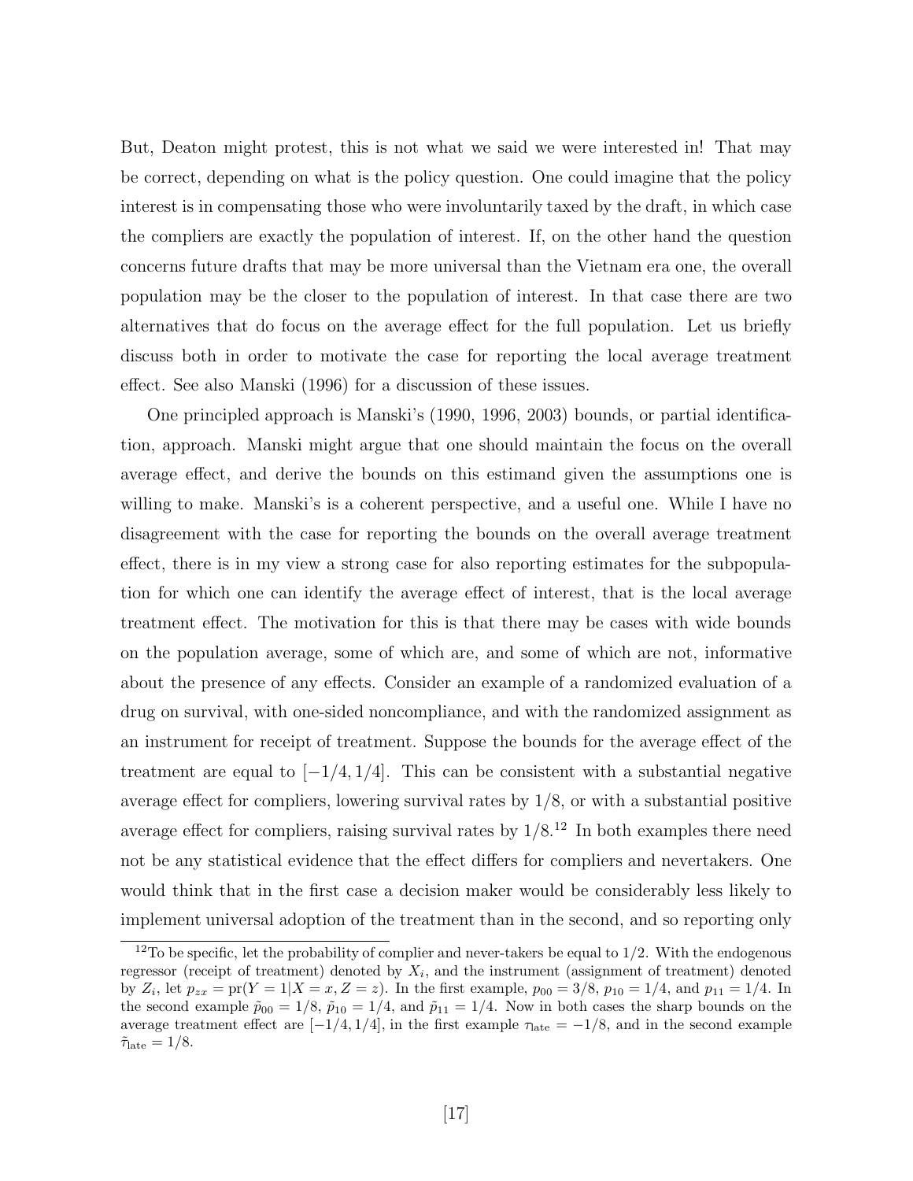But, Deaton might protest, this is not what we said we were interested in! That may be correct, depending on what is the policy question. One could imagine that the policy interest is in compensating those who were involuntarily taxed by the draft, in which case the compliers are exactly the population of interest. If, on the other hand the question concerns future drafts that may be more universal than the Vietnam era one, the overall population may be the closer to the population of interest. In that case there are two alternatives that do focus on the average effect for the full population. Let us briefly discuss both in order to motivate the case for reporting the local average treatment effect. See also Manski (1996) for a discussion of these issues.

One principled approach is Manski's (1990, 1996, 2003) bounds, or partial identification, approach. Manski might argue that one should maintain the focus on the overall average effect, and derive the bounds on this estimand given the assumptions one is willing to make. Manski's is a coherent perspective, and a useful one. While I have no disagreement with the case for reporting the bounds on the overall average treatment effect, there is in my view a strong case for also reporting estimates for the subpopulation for which one can identify the average effect of interest, that is the local average treatment effect. The motivation for this is that there may be cases with wide bounds on the population average, some of which are, and some of which are not, informative about the presence of any effects. Consider an example of a randomized evaluation of a drug on survival, with one-sided noncompliance, and with the randomized assignment as an instrument for receipt of treatment. Suppose the bounds for the average effect of the treatment are equal to $[-1/4, 1/4]$. This can be consistent with a substantial negative average effect for compliers, lowering survival rates by $1/8$, or with a substantial positive average effect for compliers, raising survival rates by $1/8$.[12] In both examples there need not be any statistical evidence that the effect differs for compliers and nevertakers. One would think that in the first case a decision maker would be considerably less likely to implement universal adoption of the treatment than in the second, and so reporting only

[12] To be specific, let the probability of complier and never-takers be equal to $1/2$. With the endogenous regressor (receipt of treatment) denoted by $X_i$, and the instrument (assignment of treatment) denoted by $Z_i$, let $p_{zx} = \mathrm{pr}(Y = 1|X = x, Z = z)$. In the first example, $p_{00} = 3/8$, $p_{10} = 1/4$, and $p_{11} = 1/4$. In the second example $\tilde{p}_{00} = 1/8$, $\tilde{p}_{10} = 1/4$, and $\tilde{p}_{11} = 1/4$. Now in both cases the sharp bounds on the average treatment effect are $[-1/4, 1/4]$, in the first example $\tau_{\mathrm{late}} = -1/8$, and in the second example $\tilde{\tau}_{\mathrm{late}} = 1/8$.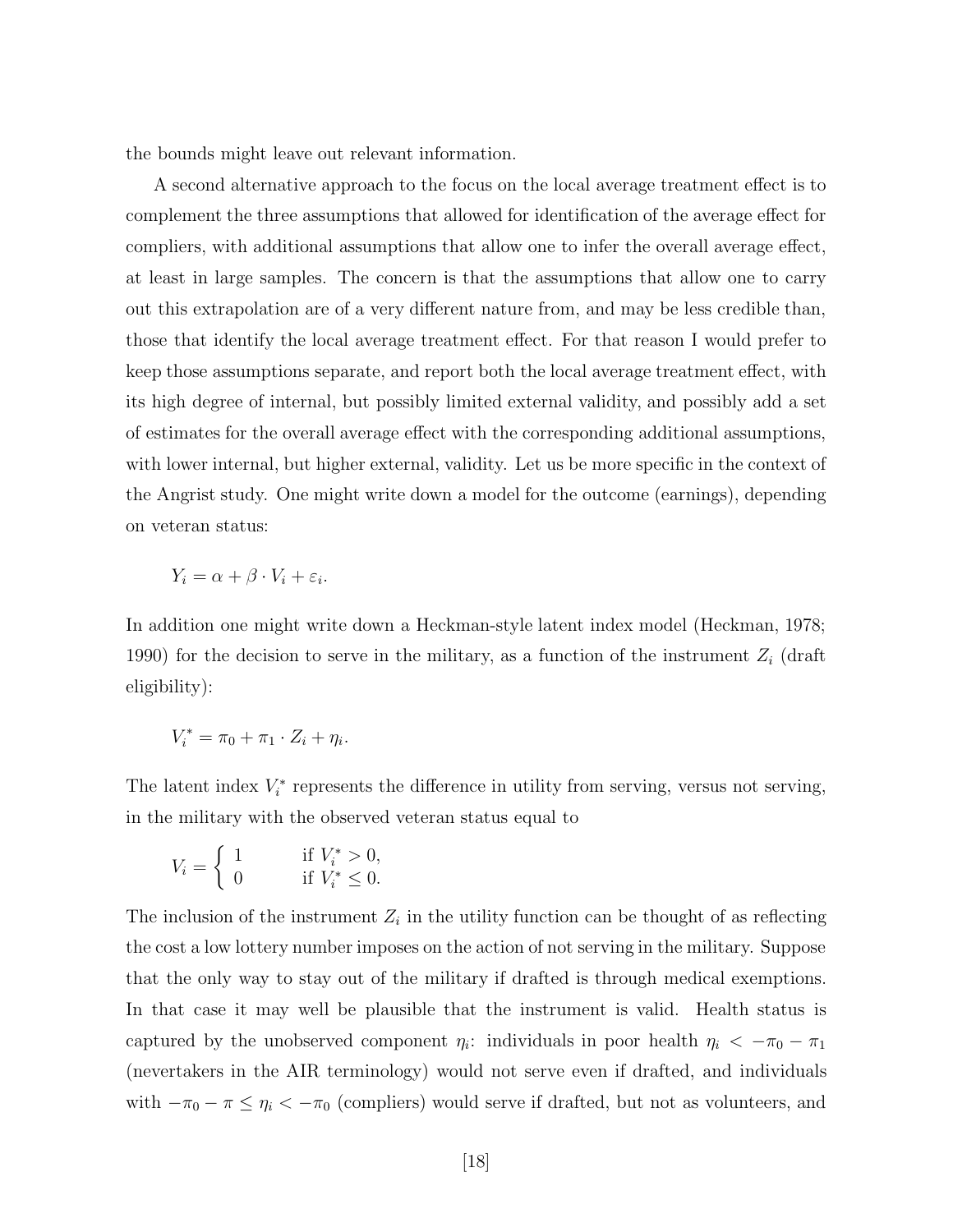the bounds might leave out relevant information.

A second alternative approach to the focus on the local average treatment effect is to complement the three assumptions that allowed for identification of the average effect for compliers, with additional assumptions that allow one to infer the overall average effect, at least in large samples. The concern is that the assumptions that allow one to carry out this extrapolation are of a very different nature from, and may be less credible than, those that identify the local average treatment effect. For that reason I would prefer to keep those assumptions separate, and report both the local average treatment effect, with its high degree of internal, but possibly limited external validity, and possibly add a set of estimates for the overall average effect with the corresponding additional assumptions, with lower internal, but higher external, validity. Let us be more specific in the context of the Angrist study. One might write down a model for the outcome (earnings), depending on veteran status:

$$Y_i = \alpha + \beta \cdot V_i + \varepsilon_i.$$

In addition one might write down a Heckman-style latent index model (Heckman, 1978; 1990) for the decision to serve in the military, as a function of the instrument $Z_i$ (draft eligibility):

$$V_i^* = \pi_0 + \pi_1 \cdot Z_i + \eta_i.$$

The latent index $V_i^*$ represents the difference in utility from serving, versus not serving, in the military with the observed veteran status equal to

$$V_i = \begin{cases} 1 & \text{if } V_i^* > 0, \\ 0 & \text{if } V_i^* \leq 0. \end{cases}$$

The inclusion of the instrument $Z_i$ in the utility function can be thought of as reflecting the cost a low lottery number imposes on the action of not serving in the military. Suppose that the only way to stay out of the military if drafted is through medical exemptions. In that case it may well be plausible that the instrument is valid. Health status is captured by the unobserved component $\eta_i$: individuals in poor health $\eta_i < -\pi_0 - \pi_1$ (nevertakers in the AIR terminology) would not serve even if drafted, and individuals with $-\pi_0 - \pi \leq \eta_i < -\pi_0$ (compliers) would serve if drafted, but not as volunteers, and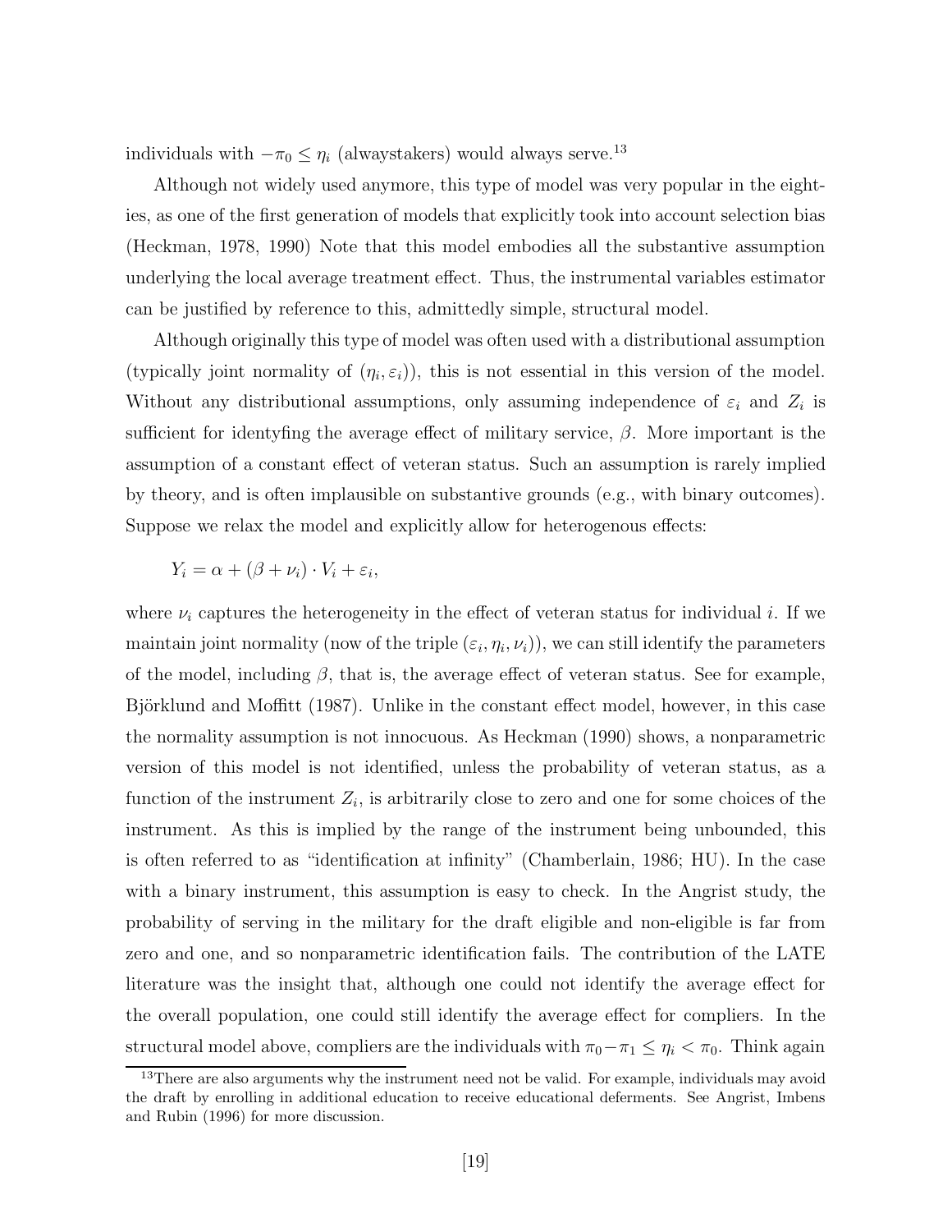individuals with $-\pi_0 \leq \eta_i$ (alwaystakers) would always serve.[13]

Although not widely used anymore, this type of model was very popular in the eighties, as one of the first generation of models that explicitly took into account selection bias (Heckman, 1978, 1990) Note that this model embodies all the substantive assumption underlying the local average treatment effect. Thus, the instrumental variables estimator can be justified by reference to this, admittedly simple, structural model.

Although originally this type of model was often used with a distributional assumption (typically joint normality of $(\eta_i, \varepsilon_i)$), this is not essential in this version of the model. Without any distributional assumptions, only assuming independence of $\varepsilon_i$ and $Z_i$ is sufficient for identyfing the average effect of military service, $\beta$. More important is the assumption of a constant effect of veteran status. Such an assumption is rarely implied by theory, and is often implausible on substantive grounds (e.g., with binary outcomes). Suppose we relax the model and explicitly allow for heterogenous effects:

$$Y_i = \alpha + (\beta + \nu_i) \cdot V_i + \varepsilon_i,$$

where $\nu_i$ captures the heterogeneity in the effect of veteran status for individual $i$. If we maintain joint normality (now of the triple $(\varepsilon_i, \eta_i, \nu_i)$), we can still identify the parameters of the model, including $\beta$, that is, the average effect of veteran status. See for example, Björklund and Moffitt (1987). Unlike in the constant effect model, however, in this case the normality assumption is not innocuous. As Heckman (1990) shows, a nonparametric version of this model is not identified, unless the probability of veteran status, as a function of the instrument $Z_i$, is arbitrarily close to zero and one for some choices of the instrument. As this is implied by the range of the instrument being unbounded, this is often referred to as "identification at infinity" (Chamberlain, 1986; HU). In the case with a binary instrument, this assumption is easy to check. In the Angrist study, the probability of serving in the military for the draft eligible and non-eligible is far from zero and one, and so nonparametric identification fails. The contribution of the LATE literature was the insight that, although one could not identify the average effect for the overall population, one could still identify the average effect for compliers. In the structural model above, compliers are the individuals with $\pi_0 - \pi_1 \leq \eta_i < \pi_0$. Think again

[13] There are also arguments why the instrument need not be valid. For example, individuals may avoid the draft by enrolling in additional education to receive educational deferments. See Angrist, Imbens and Rubin (1996) for more discussion.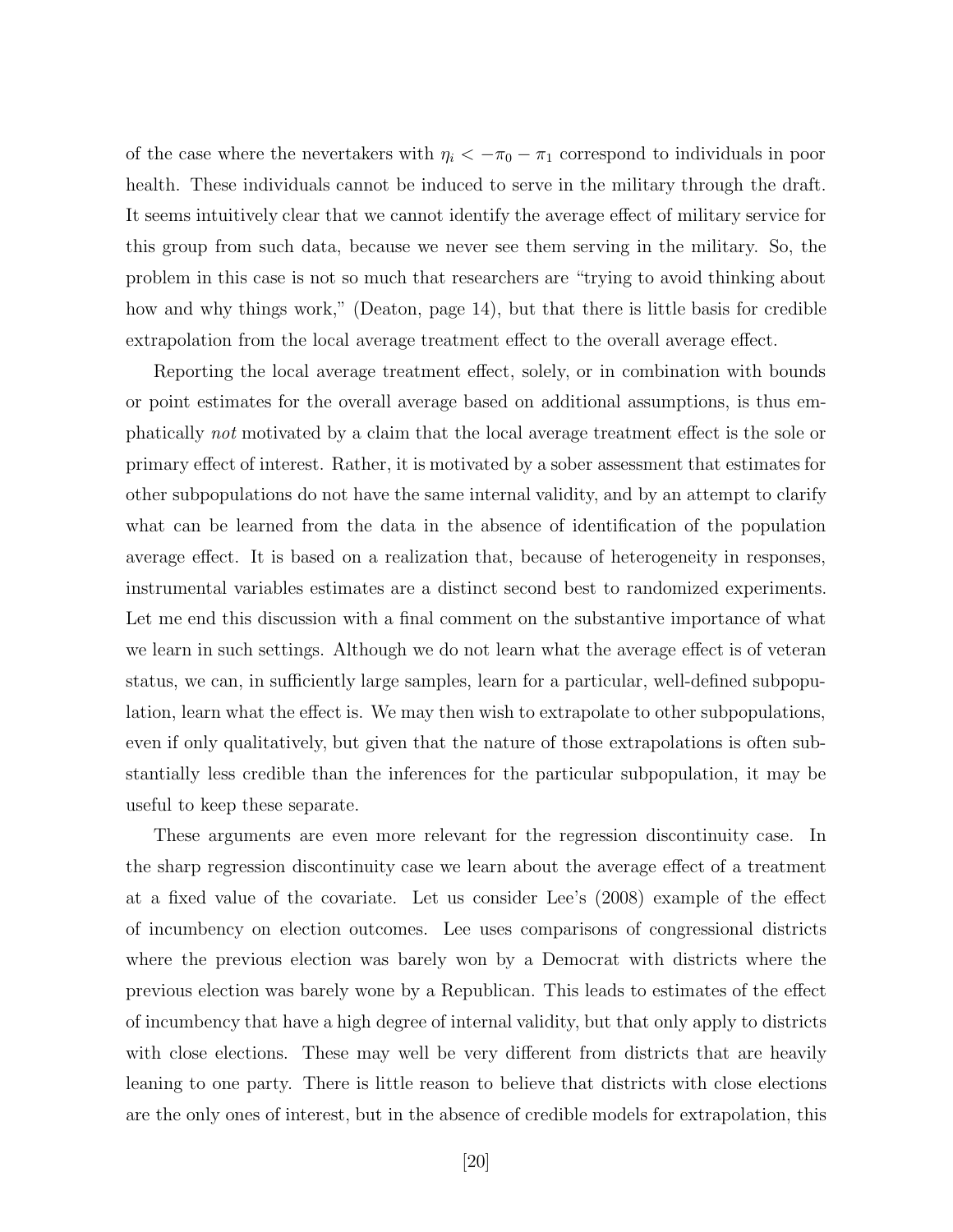of the case where the nevertakers with $\eta_i < -\pi_0 - \pi_1$ correspond to individuals in poor health. These individuals cannot be induced to serve in the military through the draft. It seems intuitively clear that we cannot identify the average effect of military service for this group from such data, because we never see them serving in the military. So, the problem in this case is not so much that researchers are "trying to avoid thinking about how and why things work," (Deaton, page 14), but that there is little basis for credible extrapolation from the local average treatment effect to the overall average effect.

Reporting the local average treatment effect, solely, or in combination with bounds or point estimates for the overall average based on additional assumptions, is thus emphatically *not* motivated by a claim that the local average treatment effect is the sole or primary effect of interest. Rather, it is motivated by a sober assessment that estimates for other subpopulations do not have the same internal validity, and by an attempt to clarify what can be learned from the data in the absence of identification of the population average effect. It is based on a realization that, because of heterogeneity in responses, instrumental variables estimates are a distinct second best to randomized experiments. Let me end this discussion with a final comment on the substantive importance of what we learn in such settings. Although we do not learn what the average effect is of veteran status, we can, in sufficiently large samples, learn for a particular, well-defined subpopulation, learn what the effect is. We may then wish to extrapolate to other subpopulations, even if only qualitatively, but given that the nature of those extrapolations is often substantially less credible than the inferences for the particular subpopulation, it may be useful to keep these separate.

These arguments are even more relevant for the regression discontinuity case. In the sharp regression discontinuity case we learn about the average effect of a treatment at a fixed value of the covariate. Let us consider Lee's (2008) example of the effect of incumbency on election outcomes. Lee uses comparisons of congressional districts where the previous election was barely won by a Democrat with districts where the previous election was barely wone by a Republican. This leads to estimates of the effect of incumbency that have a high degree of internal validity, but that only apply to districts with close elections. These may well be very different from districts that are heavily leaning to one party. There is little reason to believe that districts with close elections are the only ones of interest, but in the absence of credible models for extrapolation, this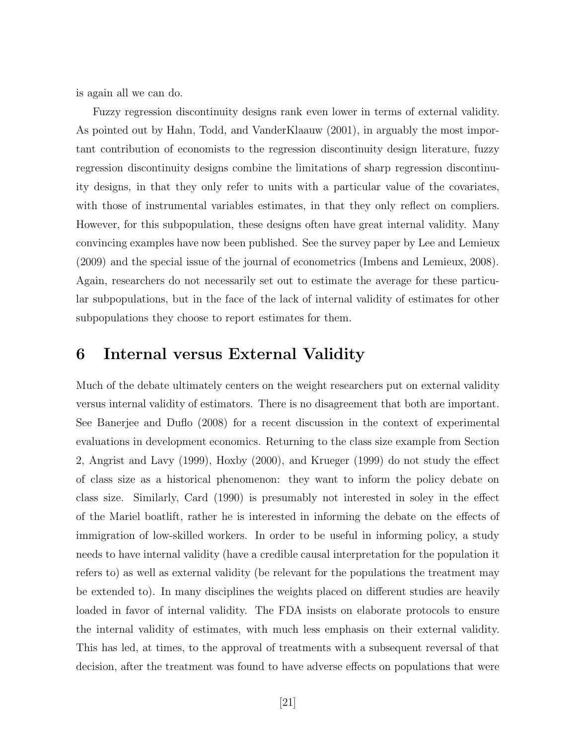is again all we can do.

Fuzzy regression discontinuity designs rank even lower in terms of external validity. As pointed out by Hahn, Todd, and VanderKlaauw (2001), in arguably the most important contribution of economists to the regression discontinuity design literature, fuzzy regression discontinuity designs combine the limitations of sharp regression discontinuity designs, in that they only refer to units with a particular value of the covariates, with those of instrumental variables estimates, in that they only reflect on compliers. However, for this subpopulation, these designs often have great internal validity. Many convincing examples have now been published. See the survey paper by Lee and Lemieux (2009) and the special issue of the journal of econometrics (Imbens and Lemieux, 2008). Again, researchers do not necessarily set out to estimate the average for these particular subpopulations, but in the face of the lack of internal validity of estimates for other subpopulations they choose to report estimates for them.

# 6 Internal versus External Validity

Much of the debate ultimately centers on the weight researchers put on external validity versus internal validity of estimators. There is no disagreement that both are important. See Banerjee and Duflo (2008) for a recent discussion in the context of experimental evaluations in development economics. Returning to the class size example from Section 2, Angrist and Lavy (1999), Hoxby (2000), and Krueger (1999) do not study the effect of class size as a historical phenomenon: they want to inform the policy debate on class size. Similarly, Card (1990) is presumably not interested in soley in the effect of the Mariel boatlift, rather he is interested in informing the debate on the effects of immigration of low-skilled workers. In order to be useful in informing policy, a study needs to have internal validity (have a credible causal interpretation for the population it refers to) as well as external validity (be relevant for the populations the treatment may be extended to). In many disciplines the weights placed on different studies are heavily loaded in favor of internal validity. The FDA insists on elaborate protocols to ensure the internal validity of estimates, with much less emphasis on their external validity. This has led, at times, to the approval of treatments with a subsequent reversal of that decision, after the treatment was found to have adverse effects on populations that were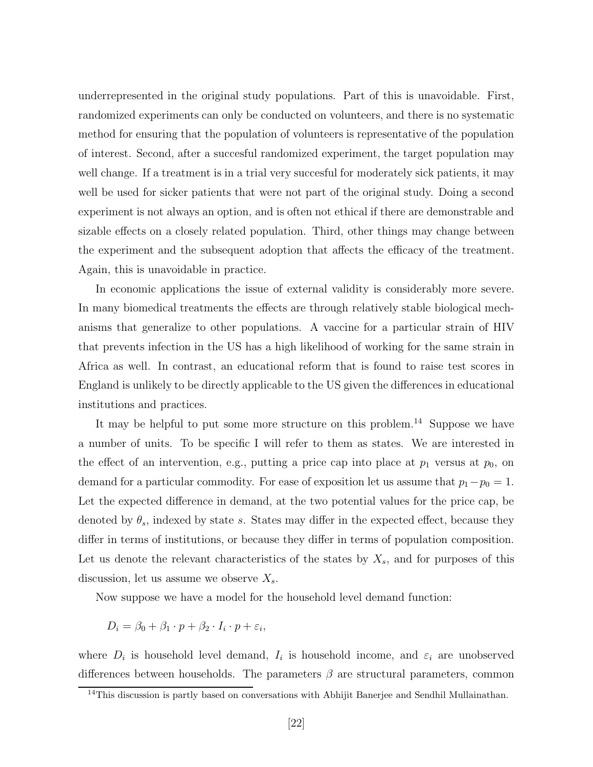underrepresented in the original study populations. Part of this is unavoidable. First, randomized experiments can only be conducted on volunteers, and there is no systematic method for ensuring that the population of volunteers is representative of the population of interest. Second, after a succesful randomized experiment, the target population may well change. If a treatment is in a trial very succesful for moderately sick patients, it may well be used for sicker patients that were not part of the original study. Doing a second experiment is not always an option, and is often not ethical if there are demonstrable and sizable effects on a closely related population. Third, other things may change between the experiment and the subsequent adoption that affects the efficacy of the treatment. Again, this is unavoidable in practice.

In economic applications the issue of external validity is considerably more severe. In many biomedical treatments the effects are through relatively stable biological mechanisms that generalize to other populations. A vaccine for a particular strain of HIV that prevents infection in the US has a high likelihood of working for the same strain in Africa as well. In contrast, an educational reform that is found to raise test scores in England is unlikely to be directly applicable to the US given the differences in educational institutions and practices.

It may be helpful to put some more structure on this problem.[14] Suppose we have a number of units. To be specific I will refer to them as states. We are interested in the effect of an intervention, e.g., putting a price cap into place at $p_1$ versus at $p_0$, on demand for a particular commodity. For ease of exposition let us assume that $p_1 - p_0 = 1$. Let the expected difference in demand, at the two potential values for the price cap, be denoted by $\theta_s$, indexed by state $s$. States may differ in the expected effect, because they differ in terms of institutions, or because they differ in terms of population composition. Let us denote the relevant characteristics of the states by $X_s$, and for purposes of this discussion, let us assume we observe $X_s$.

Now suppose we have a model for the household level demand function:

$$D_i = \beta_0 + \beta_1 \cdot p + \beta_2 \cdot I_i \cdot p + \varepsilon_i,$$

where $D_i$ is household level demand, $I_i$ is household income, and $\varepsilon_i$ are unobserved differences between households. The parameters $\beta$ are structural parameters, common

[14] This discussion is partly based on conversations with Abhijit Banerjee and Sendhil Mullainathan.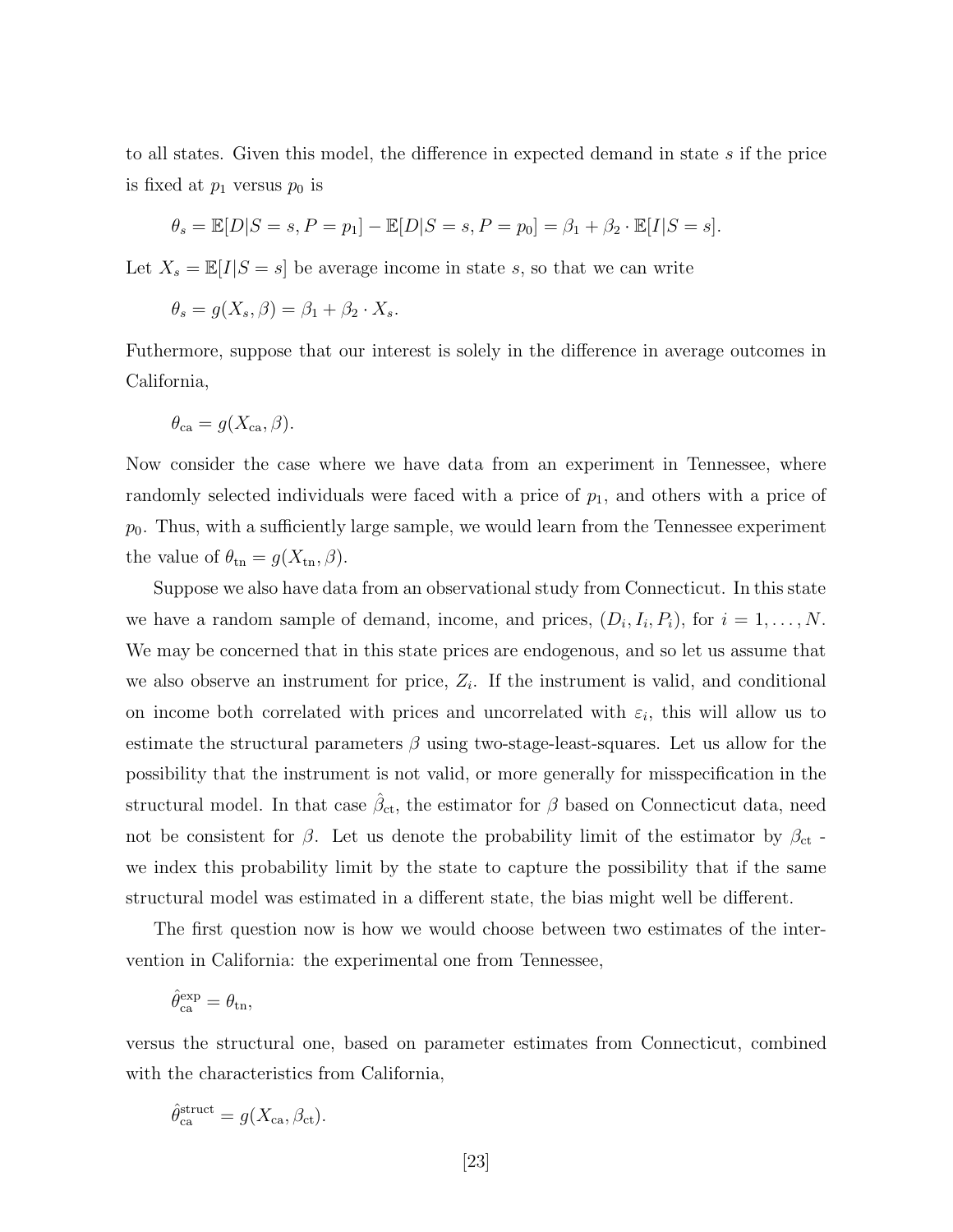to all states. Given this model, the difference in expected demand in state $s$ if the price is fixed at $p_1$ versus $p_0$ is

$$\theta_s = \mathbb{E}[D|S = s, P = p_1] - \mathbb{E}[D|S = s, P = p_0] = \beta_1 + \beta_2 \cdot \mathbb{E}[I|S = s].$$

Let $X_s = \mathbb{E}[I|S = s]$ be average income in state $s$, so that we can write

$$\theta_s = g(X_s, \beta) = \beta_1 + \beta_2 \cdot X_s.$$

Futhermore, suppose that our interest is solely in the difference in average outcomes in California,

$$\theta_{\text{ca}} = g(X_{\text{ca}}, \beta).$$

Now consider the case where we have data from an experiment in Tennessee, where randomly selected individuals were faced with a price of $p_1$, and others with a price of $p_0$. Thus, with a sufficiently large sample, we would learn from the Tennessee experiment the value of $\theta_{\text{tn}} = g(X_{\text{tn}}, \beta)$.

Suppose we also have data from an observational study from Connecticut. In this state we have a random sample of demand, income, and prices, $(D_i, I_i, P_i)$, for $i = 1, \ldots, N$. We may be concerned that in this state prices are endogenous, and so let us assume that we also observe an instrument for price, $Z_i$. If the instrument is valid, and conditional on income both correlated with prices and uncorrelated with $\varepsilon_i$, this will allow us to estimate the structural parameters $\beta$ using two-stage-least-squares. Let us allow for the possibility that the instrument is not valid, or more generally for misspecification in the structural model. In that case $\hat{\beta}_{\text{ct}}$, the estimator for $\beta$ based on Connecticut data, need not be consistent for $\beta$. Let us denote the probability limit of the estimator by $\beta_{\text{ct}}$ - we index this probability limit by the state to capture the possibility that if the same structural model was estimated in a different state, the bias might well be different.

The first question now is how we would choose between two estimates of the intervention in California: the experimental one from Tennessee,

$$\hat{\theta}_{\text{ca}}^{\text{exp}} = \theta_{\text{tn}},$$

versus the structural one, based on parameter estimates from Connecticut, combined with the characteristics from California,

$$\hat{\theta}_{\text{ca}}^{\text{struct}} = g(X_{\text{ca}}, \beta_{\text{ct}}).$$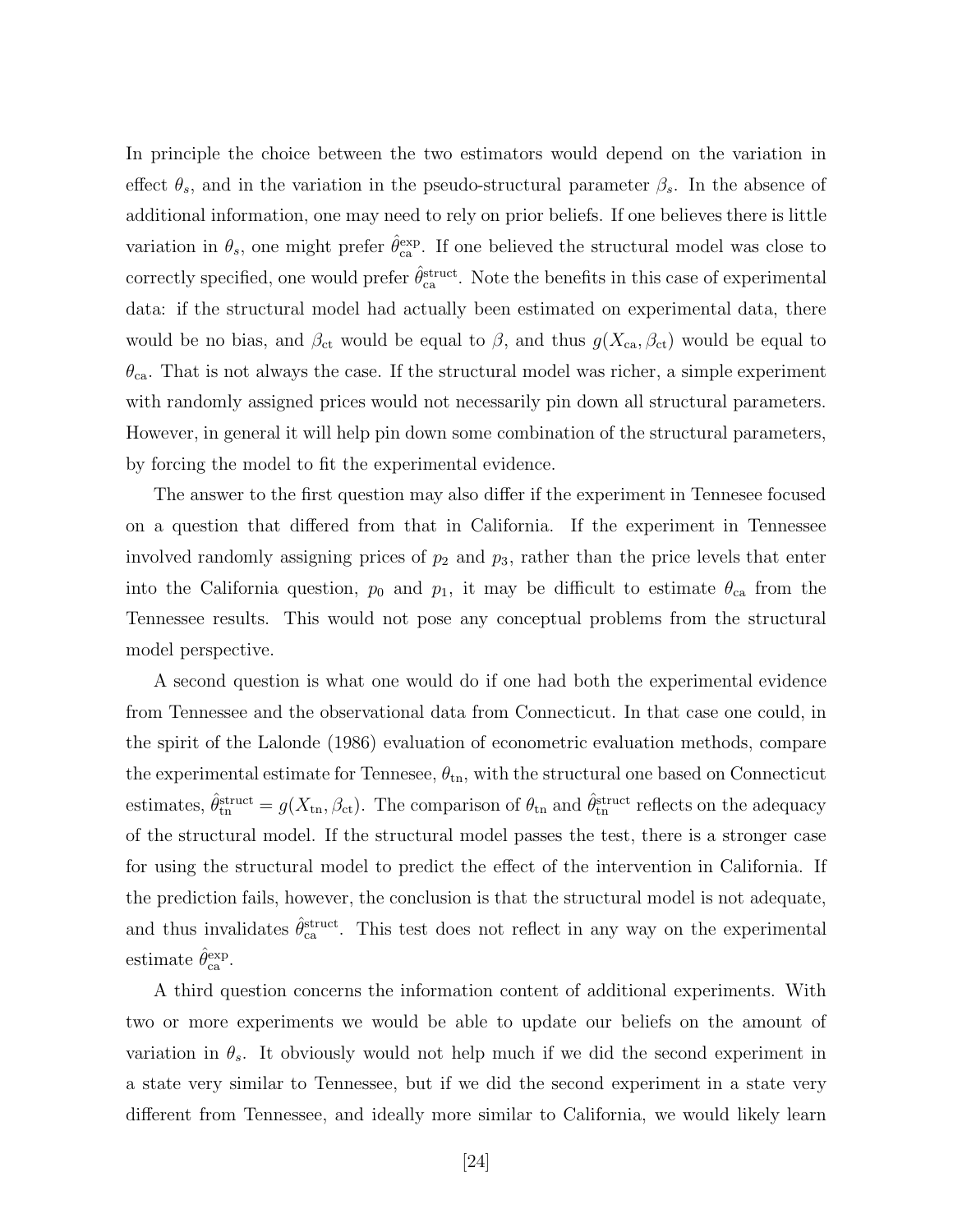In principle the choice between the two estimators would depend on the variation in effect $\theta_s$, and in the variation in the pseudo-structural parameter $\beta_s$. In the absence of additional information, one may need to rely on prior beliefs. If one believes there is little variation in $\theta_s$, one might prefer $\hat{\theta}_{\text{ca}}^{\text{exp}}$. If one believed the structural model was close to correctly specified, one would prefer $\hat{\theta}_{\text{ca}}^{\text{struct}}$. Note the benefits in this case of experimental data: if the structural model had actually been estimated on experimental data, there would be no bias, and $\beta_{\text{ct}}$ would be equal to $\beta$, and thus $g(X_{\text{ca}}, \beta_{\text{ct}})$ would be equal to $\theta_{\text{ca}}$. That is not always the case. If the structural model was richer, a simple experiment with randomly assigned prices would not necessarily pin down all structural parameters. However, in general it will help pin down some combination of the structural parameters, by forcing the model to fit the experimental evidence.

The answer to the first question may also differ if the experiment in Tennesee focused on a question that differed from that in California. If the experiment in Tennessee involved randomly assigning prices of $p_2$ and $p_3$, rather than the price levels that enter into the California question, $p_0$ and $p_1$, it may be difficult to estimate $\theta_{\text{ca}}$ from the Tennessee results. This would not pose any conceptual problems from the structural model perspective.

A second question is what one would do if one had both the experimental evidence from Tennessee and the observational data from Connecticut. In that case one could, in the spirit of the Lalonde (1986) evaluation of econometric evaluation methods, compare the experimental estimate for Tennesee, $\theta_{\text{tn}}$, with the structural one based on Connecticut estimates, $\hat{\theta}_{\text{tn}}^{\text{struct}} = g(X_{\text{tn}}, \beta_{\text{ct}})$. The comparison of $\theta_{\text{tn}}$ and $\hat{\theta}_{\text{tn}}^{\text{struct}}$ reflects on the adequacy of the structural model. If the structural model passes the test, there is a stronger case for using the structural model to predict the effect of the intervention in California. If the prediction fails, however, the conclusion is that the structural model is not adequate, and thus invalidates $\hat{\theta}_{\text{ca}}^{\text{struct}}$. This test does not reflect in any way on the experimental estimate $\hat{\theta}_{\text{ca}}^{\text{exp}}$.

A third question concerns the information content of additional experiments. With two or more experiments we would be able to update our beliefs on the amount of variation in $\theta_s$. It obviously would not help much if we did the second experiment in a state very similar to Tennessee, but if we did the second experiment in a state very different from Tennessee, and ideally more similar to California, we would likely learn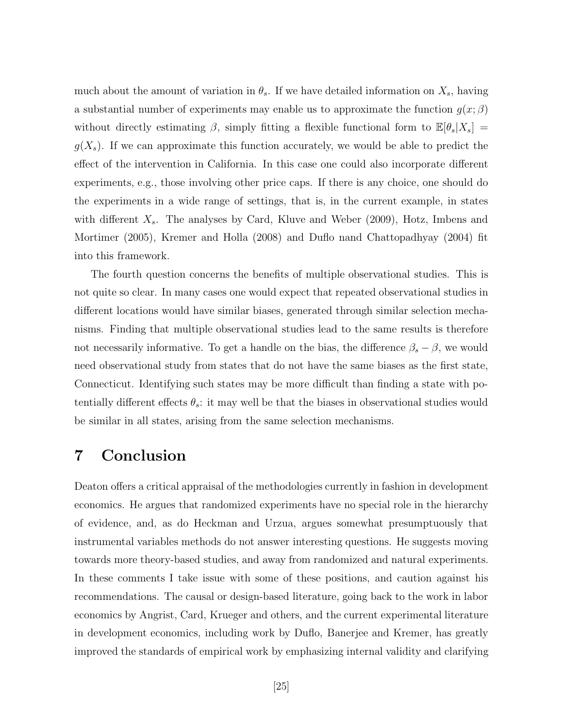much about the amount of variation in $\theta_s$. If we have detailed information on $X_s$, having a substantial number of experiments may enable us to approximate the function $g(x;\beta)$ without directly estimating $\beta$, simply fitting a flexible functional form to $\mathbb{E}[\theta_s|X_s] = g(X_s)$. If we can approximate this function accurately, we would be able to predict the effect of the intervention in California. In this case one could also incorporate different experiments, e.g., those involving other price caps. If there is any choice, one should do the experiments in a wide range of settings, that is, in the current example, in states with different $X_s$. The analyses by Card, Kluve and Weber (2009), Hotz, Imbens and Mortimer (2005), Kremer and Holla (2008) and Duflo nand Chattopadhyay (2004) fit into this framework.

The fourth question concerns the benefits of multiple observational studies. This is not quite so clear. In many cases one would expect that repeated observational studies in different locations would have similar biases, generated through similar selection mechanisms. Finding that multiple observational studies lead to the same results is therefore not necessarily informative. To get a handle on the bias, the difference $\beta_s - \beta$, we would need observational study from states that do not have the same biases as the first state, Connecticut. Identifying such states may be more difficult than finding a state with potentially different effects $\theta_s$: it may well be that the biases in observational studies would be similar in all states, arising from the same selection mechanisms.

# 7 Conclusion

Deaton offers a critical appraisal of the methodologies currently in fashion in development economics. He argues that randomized experiments have no special role in the hierarchy of evidence, and, as do Heckman and Urzua, argues somewhat presumptuously that instrumental variables methods do not answer interesting questions. He suggests moving towards more theory-based studies, and away from randomized and natural experiments. In these comments I take issue with some of these positions, and caution against his recommendations. The causal or design-based literature, going back to the work in labor economics by Angrist, Card, Krueger and others, and the current experimental literature in development economics, including work by Duflo, Banerjee and Kremer, has greatly improved the standards of empirical work by emphasizing internal validity and clarifying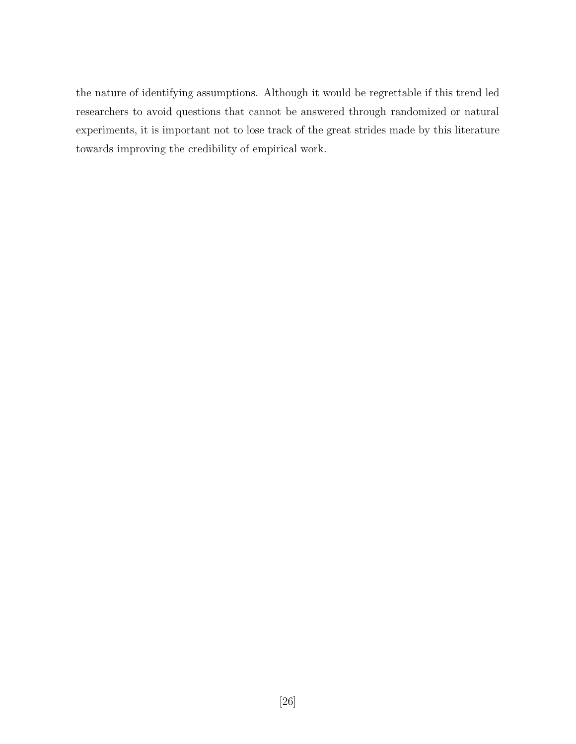the nature of identifying assumptions. Although it would be regrettable if this trend led researchers to avoid questions that cannot be answered through randomized or natural experiments, it is important not to lose track of the great strides made by this literature towards improving the credibility of empirical work.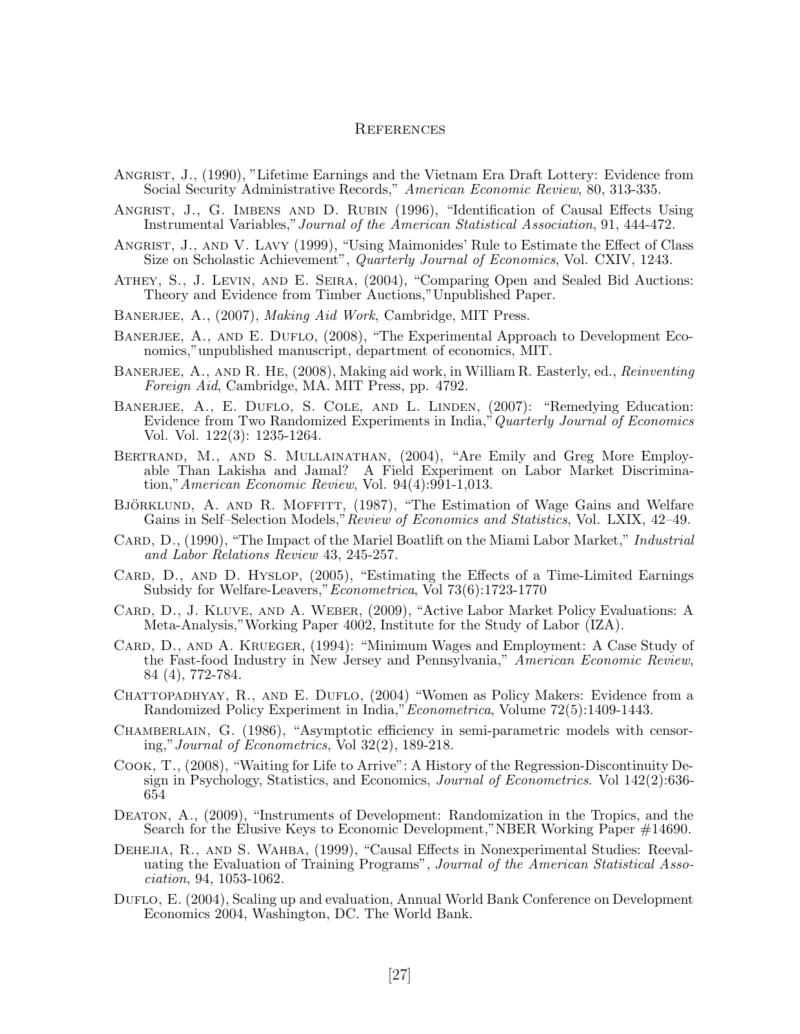# References

Angrist, J., (1990), "Lifetime Earnings and the Vietnam Era Draft Lottery: Evidence from Social Security Administrative Records," *American Economic Review*, 80, 313-335.

Angrist, J., G. Imbens and D. Rubin (1996), "Identification of Causal Effects Using Instrumental Variables," *Journal of the American Statistical Association*, 91, 444-472.

Angrist, J., and V. Lavy (1999), "Using Maimonides' Rule to Estimate the Effect of Class Size on Scholastic Achievement", *Quarterly Journal of Economics*, Vol. CXIV, 1243.

Athey, S., J. Levin, and E. Seira, (2004), "Comparing Open and Sealed Bid Auctions: Theory and Evidence from Timber Auctions,"Unpublished Paper.

Banerjee, A., (2007), *Making Aid Work*, Cambridge, MIT Press.

Banerjee, A., and E. Duflo, (2008), "The Experimental Approach to Development Economics,"unpublished manuscript, department of economics, MIT.

Banerjee, A., and R. He, (2008), Making aid work, in William R. Easterly, ed., *Reinventing Foreign Aid*, Cambridge, MA. MIT Press, pp. 4792.

Banerjee, A., E. Duflo, S. Cole, and L. Linden, (2007): "Remedying Education: Evidence from Two Randomized Experiments in India," *Quarterly Journal of Economics* Vol. Vol. 122(3): 1235-1264.

Bertrand, M., and S. Mullainathan, (2004), "Are Emily and Greg More Employable Than Lakisha and Jamal? A Field Experiment on Labor Market Discrimination," *American Economic Review*, Vol. 94(4):991-1,013.

Björklund, A. and R. Moffitt, (1987), "The Estimation of Wage Gains and Welfare Gains in Self–Selection Models," *Review of Economics and Statistics*, Vol. LXIX, 42–49.

Card, D., (1990), "The Impact of the Mariel Boatlift on the Miami Labor Market," *Industrial and Labor Relations Review* 43, 245-257.

Card, D., and D. Hyslop, (2005), "Estimating the Effects of a Time-Limited Earnings Subsidy for Welfare-Leavers," *Econometrica*, Vol 73(6):1723-1770

Card, D., J. Kluve, and A. Weber, (2009), "Active Labor Market Policy Evaluations: A Meta-Analysis,"Working Paper 4002, Institute for the Study of Labor (IZA).

Card, D., and A. Krueger, (1994): "Minimum Wages and Employment: A Case Study of the Fast-food Industry in New Jersey and Pennsylvania," *American Economic Review*, 84 (4), 772-784.

Chattopadhyay, R., and E. Duflo, (2004) "Women as Policy Makers: Evidence from a Randomized Policy Experiment in India," *Econometrica*, Volume 72(5):1409-1443.

Chamberlain, G. (1986), "Asymptotic efficiency in semi-parametric models with censoring," *Journal of Econometrics*, Vol 32(2), 189-218.

Cook, T., (2008), "Waiting for Life to Arrive": A History of the Regression-Discontinuity Design in Psychology, Statistics, and Economics, *Journal of Econometrics*. Vol 142(2):636-654

Deaton, A., (2009), "Instruments of Development: Randomization in the Tropics, and the Search for the Elusive Keys to Economic Development,"NBER Working Paper #14690.

Dehejia, R., and S. Wahba, (1999), "Causal Effects in Nonexperimental Studies: Reevaluating the Evaluation of Training Programs", *Journal of the American Statistical Association*, 94, 1053-1062.

Duflo, E. (2004), Scaling up and evaluation, Annual World Bank Conference on Development Economics 2004, Washington, DC. The World Bank.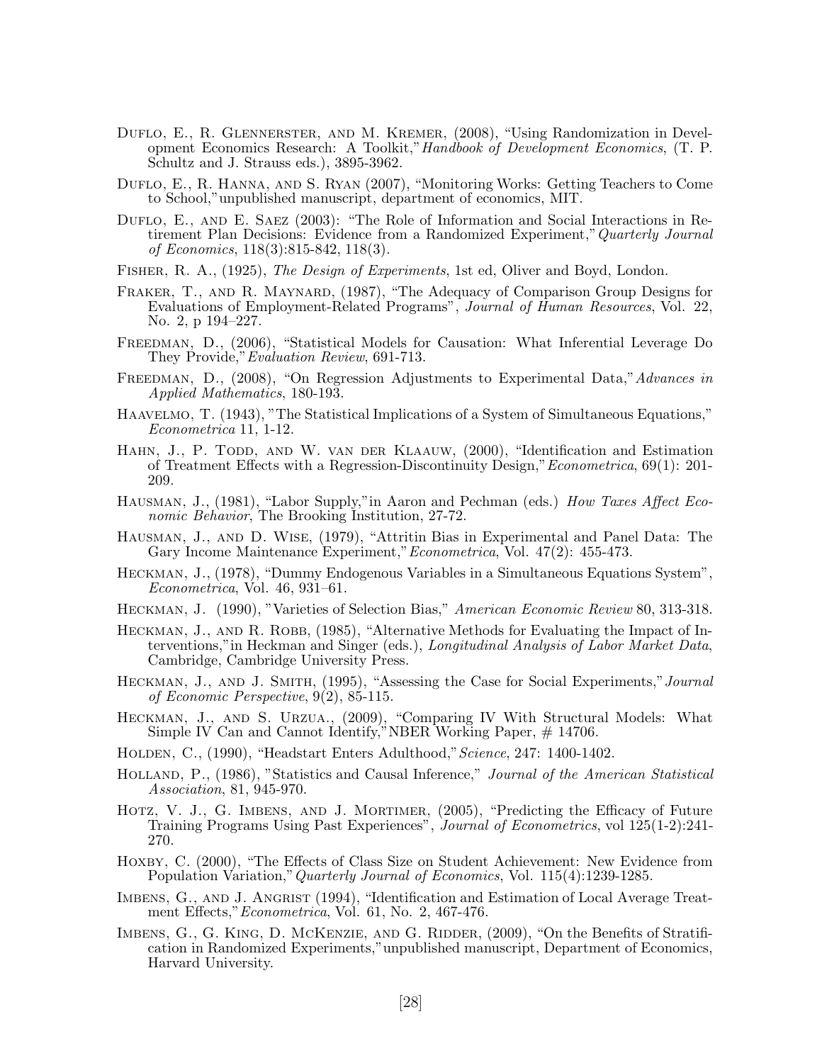Duflo, E., R. Glennerster, and M. Kremer, (2008), "Using Randomization in Development Economics Research: A Toolkit," *Handbook of Development Economics*, (T. P. Schultz and J. Strauss eds.), 3895-3962.

Duflo, E., R. Hanna, and S. Ryan (2007), "Monitoring Works: Getting Teachers to Come to School," unpublished manuscript, department of economics, MIT.

Duflo, E., and E. Saez (2003): "The Role of Information and Social Interactions in Retirement Plan Decisions: Evidence from a Randomized Experiment," *Quarterly Journal of Economics*, 118(3):815-842, 118(3).

Fisher, R. A., (1925), *The Design of Experiments*, 1st ed, Oliver and Boyd, London.

Fraker, T., and R. Maynard, (1987), "The Adequacy of Comparison Group Designs for Evaluations of Employment-Related Programs", *Journal of Human Resources*, Vol. 22, No. 2, p 194–227.

Freedman, D., (2006), "Statistical Models for Causation: What Inferential Leverage Do They Provide," *Evaluation Review*, 691-713.

Freedman, D., (2008), "On Regression Adjustments to Experimental Data," *Advances in Applied Mathematics*, 180-193.

Haavelmo, T. (1943), "The Statistical Implications of a System of Simultaneous Equations," *Econometrica* 11, 1-12.

Hahn, J., P. Todd, and W. van der Klaauw, (2000), "Identification and Estimation of Treatment Effects with a Regression-Discontinuity Design," *Econometrica*, 69(1): 201-209.

Hausman, J., (1981), "Labor Supply," in Aaron and Pechman (eds.) *How Taxes Affect Economic Behavior*, The Brooking Institution, 27-72.

Hausman, J., and D. Wise, (1979), "Attritin Bias in Experimental and Panel Data: The Gary Income Maintenance Experiment," *Econometrica*, Vol. 47(2): 455-473.

Heckman, J., (1978), "Dummy Endogenous Variables in a Simultaneous Equations System", *Econometrica*, Vol. 46, 931–61.

Heckman, J. (1990), "Varieties of Selection Bias," *American Economic Review* 80, 313-318.

Heckman, J., and R. Robb, (1985), "Alternative Methods for Evaluating the Impact of Interventions," in Heckman and Singer (eds.), *Longitudinal Analysis of Labor Market Data*, Cambridge, Cambridge University Press.

Heckman, J., and J. Smith, (1995), "Assessing the Case for Social Experiments," *Journal of Economic Perspective*, 9(2), 85-115.

Heckman, J., and S. Urzua., (2009), "Comparing IV With Structural Models: What Simple IV Can and Cannot Identify," NBER Working Paper, # 14706.

Holden, C., (1990), "Headstart Enters Adulthood," *Science*, 247: 1400-1402.

Holland, P., (1986), "Statistics and Causal Inference," *Journal of the American Statistical Association*, 81, 945-970.

Hotz, V. J., G. Imbens, and J. Mortimer, (2005), "Predicting the Efficacy of Future Training Programs Using Past Experiences", *Journal of Econometrics*, vol 125(1-2):241-270.

Hoxby, C. (2000), "The Effects of Class Size on Student Achievement: New Evidence from Population Variation," *Quarterly Journal of Economics*, Vol. 115(4):1239-1285.

Imbens, G., and J. Angrist (1994), "Identification and Estimation of Local Average Treatment Effects," *Econometrica*, Vol. 61, No. 2, 467-476.

Imbens, G., G. King, D. McKenzie, and G. Ridder, (2009), "On the Benefits of Stratification in Randomized Experiments," unpublished manuscript, Department of Economics, Harvard University.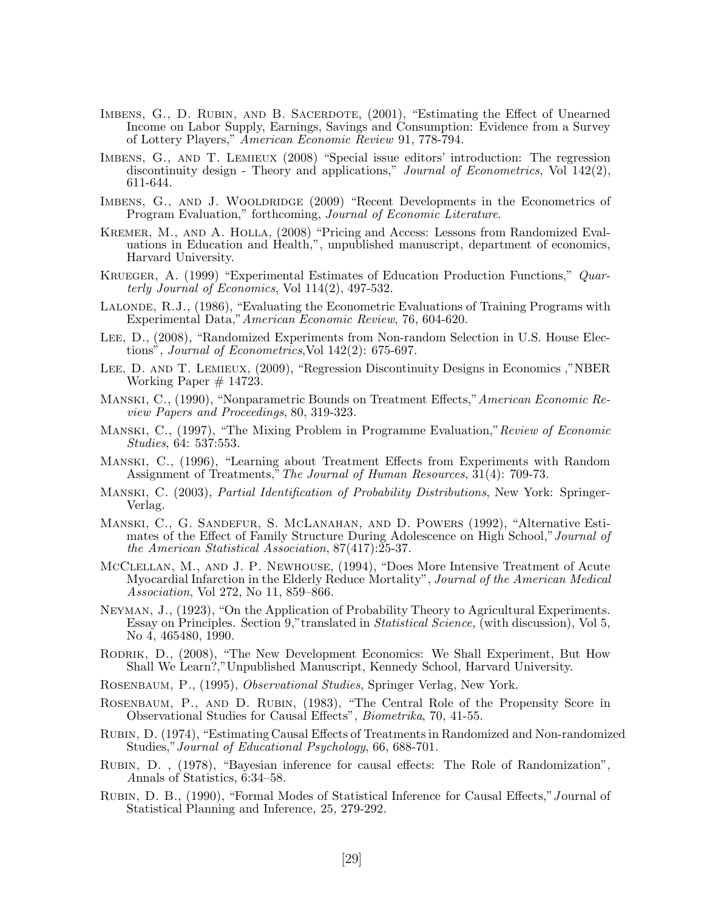Imbens, G., D. Rubin, and B. Sacerdote, (2001), "Estimating the Effect of Unearned Income on Labor Supply, Earnings, Savings and Consumption: Evidence from a Survey of Lottery Players," *American Economic Review* 91, 778-794.

Imbens, G., and T. Lemieux (2008) "Special issue editors' introduction: The regression discontinuity design - Theory and applications," *Journal of Econometrics*, Vol 142(2), 611-644.

Imbens, G., and J. Wooldridge (2009) "Recent Developments in the Econometrics of Program Evaluation," forthcoming, *Journal of Economic Literature*.

Kremer, M., and A. Holla, (2008) "Pricing and Access: Lessons from Randomized Evaluations in Education and Health,", unpublished manuscript, department of economics, Harvard University.

Krueger, A. (1999) "Experimental Estimates of Education Production Functions," *Quarterly Journal of Economics*, Vol 114(2), 497-532.

Lalonde, R.J., (1986), "Evaluating the Econometric Evaluations of Training Programs with Experimental Data,"*American Economic Review*, 76, 604-620.

Lee, D., (2008), "Randomized Experiments from Non-random Selection in U.S. House Elections", *Journal of Econometrics*,Vol 142(2): 675-697.

Lee, D. and T. Lemieux, (2009), "Regression Discontinuity Designs in Economics ,"NBER Working Paper # 14723.

Manski, C., (1990), "Nonparametric Bounds on Treatment Effects,"*American Economic Review Papers and Proceedings*, 80, 319-323.

Manski, C., (1997), "The Mixing Problem in Programme Evaluation,"*Review of Economic Studies*, 64: 537:553.

Manski, C., (1996), "Learning about Treatment Effects from Experiments with Random Assignment of Treatments," *The Journal of Human Resources*, 31(4): 709-73.

Manski, C. (2003), *Partial Identification of Probability Distributions*, New York: Springer-Verlag.

Manski, C., G. Sandefur, S. McLanahan, and D. Powers (1992), "Alternative Estimates of the Effect of Family Structure During Adolescence on High School,"*Journal of the American Statistical Association*, 87(417):25-37.

McClellan, M., and J. P. Newhouse, (1994), "Does More Intensive Treatment of Acute Myocardial Infarction in the Elderly Reduce Mortality", *Journal of the American Medical Association*, Vol 272, No 11, 859–866.

Neyman, J., (1923), "On the Application of Probability Theory to Agricultural Experiments. Essay on Principles. Section 9,"translated in *Statistical Science,* (with discussion), Vol 5, No 4, 465480, 1990.

Rodrik, D., (2008), "The New Development Economics: We Shall Experiment, But How Shall We Learn?,"Unpublished Manuscript, Kennedy School, Harvard University.

Rosenbaum, P., (1995), *Observational Studies*, Springer Verlag, New York.

Rosenbaum, P., and D. Rubin, (1983), "The Central Role of the Propensity Score in Observational Studies for Causal Effects", *Biometrika*, 70, 41-55.

Rubin, D. (1974), "Estimating Causal Effects of Treatments in Randomized and Non-randomized Studies,"*Journal of Educational Psychology*, 66, 688-701.

Rubin, D. , (1978), "Bayesian inference for causal effects: The Role of Randomization", *A*nnals of Statistics, 6:34–58.

Rubin, D. B., (1990), "Formal Modes of Statistical Inference for Causal Effects,"*J*ournal of Statistical Planning and Inference, 25, 279-292.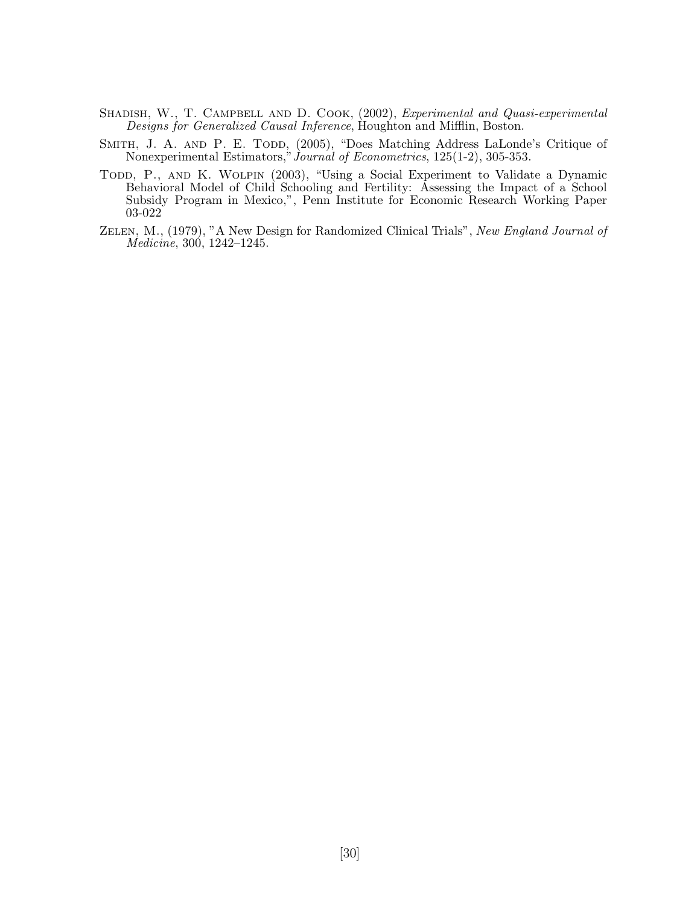Shadish, W., T. Campbell and D. Cook, (2002), *Experimental and Quasi-experimental Designs for Generalized Causal Inference*, Houghton and Mifflin, Boston.

Smith, J. A. and P. E. Todd, (2005), "Does Matching Address LaLonde's Critique of Nonexperimental Estimators," *Journal of Econometrics*, 125(1-2), 305-353.

Todd, P., and K. Wolpin (2003), "Using a Social Experiment to Validate a Dynamic Behavioral Model of Child Schooling and Fertility: Assessing the Impact of a School Subsidy Program in Mexico,", Penn Institute for Economic Research Working Paper 03-022

Zelen, M., (1979), "A New Design for Randomized Clinical Trials", *New England Journal of Medicine*, 300, 1242–1245.